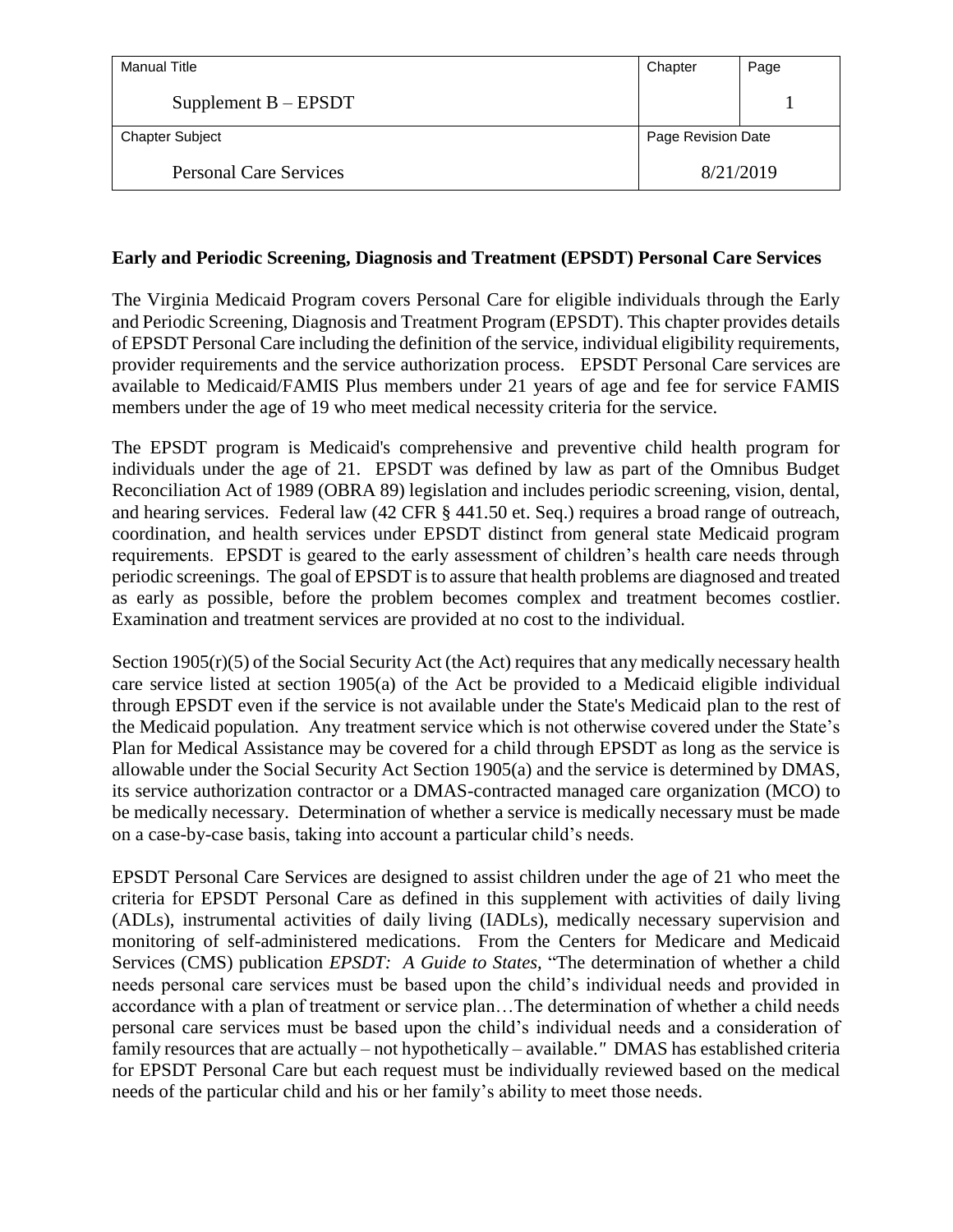| Manual Title | Chapter | Page |
| --- | --- | --- |
| Supplement B – EPSDT | | 1 |
| Chapter Subject | Page Revision Date | |
| Personal Care Services | 8/21/2019 | |

**Early and Periodic Screening, Diagnosis and Treatment (EPSDT) Personal Care Services**

The Virginia Medicaid Program covers Personal Care for eligible individuals through the Early and Periodic Screening, Diagnosis and Treatment Program (EPSDT). This chapter provides details of EPSDT Personal Care including the definition of the service, individual eligibility requirements, provider requirements and the service authorization process. EPSDT Personal Care services are available to Medicaid/FAMIS Plus members under 21 years of age and fee for service FAMIS members under the age of 19 who meet medical necessity criteria for the service.

The EPSDT program is Medicaid's comprehensive and preventive child health program for individuals under the age of 21. EPSDT was defined by law as part of the Omnibus Budget Reconciliation Act of 1989 (OBRA 89) legislation and includes periodic screening, vision, dental, and hearing services. Federal law (42 CFR § 441.50 et. Seq.) requires a broad range of outreach, coordination, and health services under EPSDT distinct from general state Medicaid program requirements. EPSDT is geared to the early assessment of children's health care needs through periodic screenings. The goal of EPSDT is to assure that health problems are diagnosed and treated as early as possible, before the problem becomes complex and treatment becomes costlier. Examination and treatment services are provided at no cost to the individual.

Section 1905(r)(5) of the Social Security Act (the Act) requires that any medically necessary health care service listed at section 1905(a) of the Act be provided to a Medicaid eligible individual through EPSDT even if the service is not available under the State's Medicaid plan to the rest of the Medicaid population. Any treatment service which is not otherwise covered under the State's Plan for Medical Assistance may be covered for a child through EPSDT as long as the service is allowable under the Social Security Act Section 1905(a) and the service is determined by DMAS, its service authorization contractor or a DMAS-contracted managed care organization (MCO) to be medically necessary. Determination of whether a service is medically necessary must be made on a case-by-case basis, taking into account a particular child's needs.

EPSDT Personal Care Services are designed to assist children under the age of 21 who meet the criteria for EPSDT Personal Care as defined in this supplement with activities of daily living (ADLs), instrumental activities of daily living (IADLs), medically necessary supervision and monitoring of self-administered medications. From the Centers for Medicare and Medicaid Services (CMS) publication *EPSDT: A Guide to States*, "The determination of whether a child needs personal care services must be based upon the child's individual needs and provided in accordance with a plan of treatment or service plan…The determination of whether a child needs personal care services must be based upon the child's individual needs and a consideration of family resources that are actually – not hypothetically – available." DMAS has established criteria for EPSDT Personal Care but each request must be individually reviewed based on the medical needs of the particular child and his or her family's ability to meet those needs.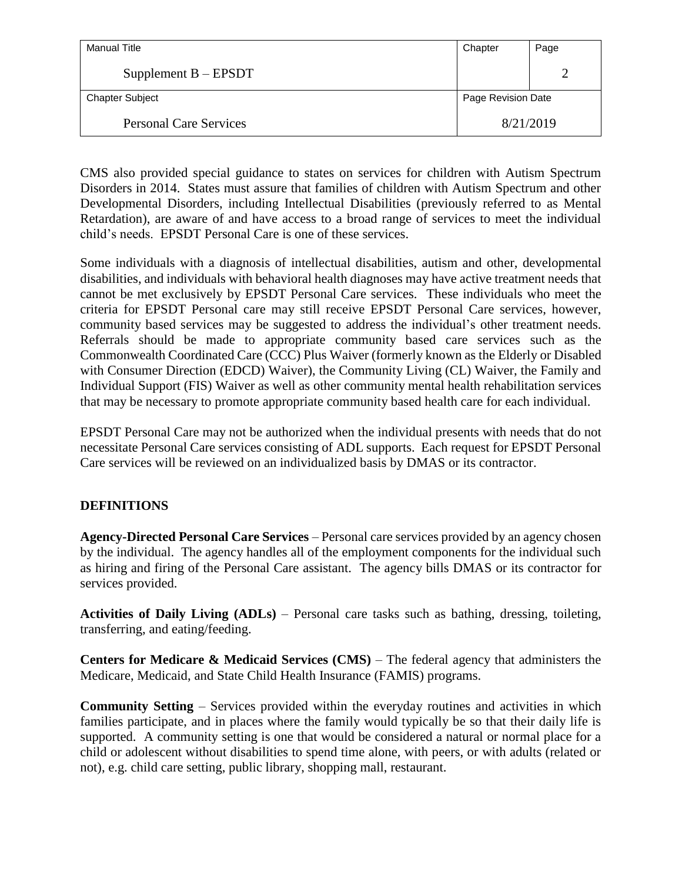CMS also provided special guidance to states on services for children with Autism Spectrum Disorders in 2014. States must assure that families of children with Autism Spectrum and other Developmental Disorders, including Intellectual Disabilities (previously referred to as Mental Retardation), are aware of and have access to a broad range of services to meet the individual child's needs. EPSDT Personal Care is one of these services.

Some individuals with a diagnosis of intellectual disabilities, autism and other, developmental disabilities, and individuals with behavioral health diagnoses may have active treatment needs that cannot be met exclusively by EPSDT Personal Care services. These individuals who meet the criteria for EPSDT Personal care may still receive EPSDT Personal Care services, however, community based services may be suggested to address the individual's other treatment needs. Referrals should be made to appropriate community based care services such as the Commonwealth Coordinated Care (CCC) Plus Waiver (formerly known as the Elderly or Disabled with Consumer Direction (EDCD) Waiver), the Community Living (CL) Waiver, the Family and Individual Support (FIS) Waiver as well as other community mental health rehabilitation services that may be necessary to promote appropriate community based health care for each individual.

EPSDT Personal Care may not be authorized when the individual presents with needs that do not necessitate Personal Care services consisting of ADL supports. Each request for EPSDT Personal Care services will be reviewed on an individualized basis by DMAS or its contractor.

## DEFINITIONS

**Agency-Directed Personal Care Services** – Personal care services provided by an agency chosen by the individual. The agency handles all of the employment components for the individual such as hiring and firing of the Personal Care assistant. The agency bills DMAS or its contractor for services provided.

**Activities of Daily Living (ADLs)** – Personal care tasks such as bathing, dressing, toileting, transferring, and eating/feeding.

**Centers for Medicare & Medicaid Services (CMS)** – The federal agency that administers the Medicare, Medicaid, and State Child Health Insurance (FAMIS) programs.

**Community Setting** – Services provided within the everyday routines and activities in which families participate, and in places where the family would typically be so that their daily life is supported. A community setting is one that would be considered a natural or normal place for a child or adolescent without disabilities to spend time alone, with peers, or with adults (related or not), e.g. child care setting, public library, shopping mall, restaurant.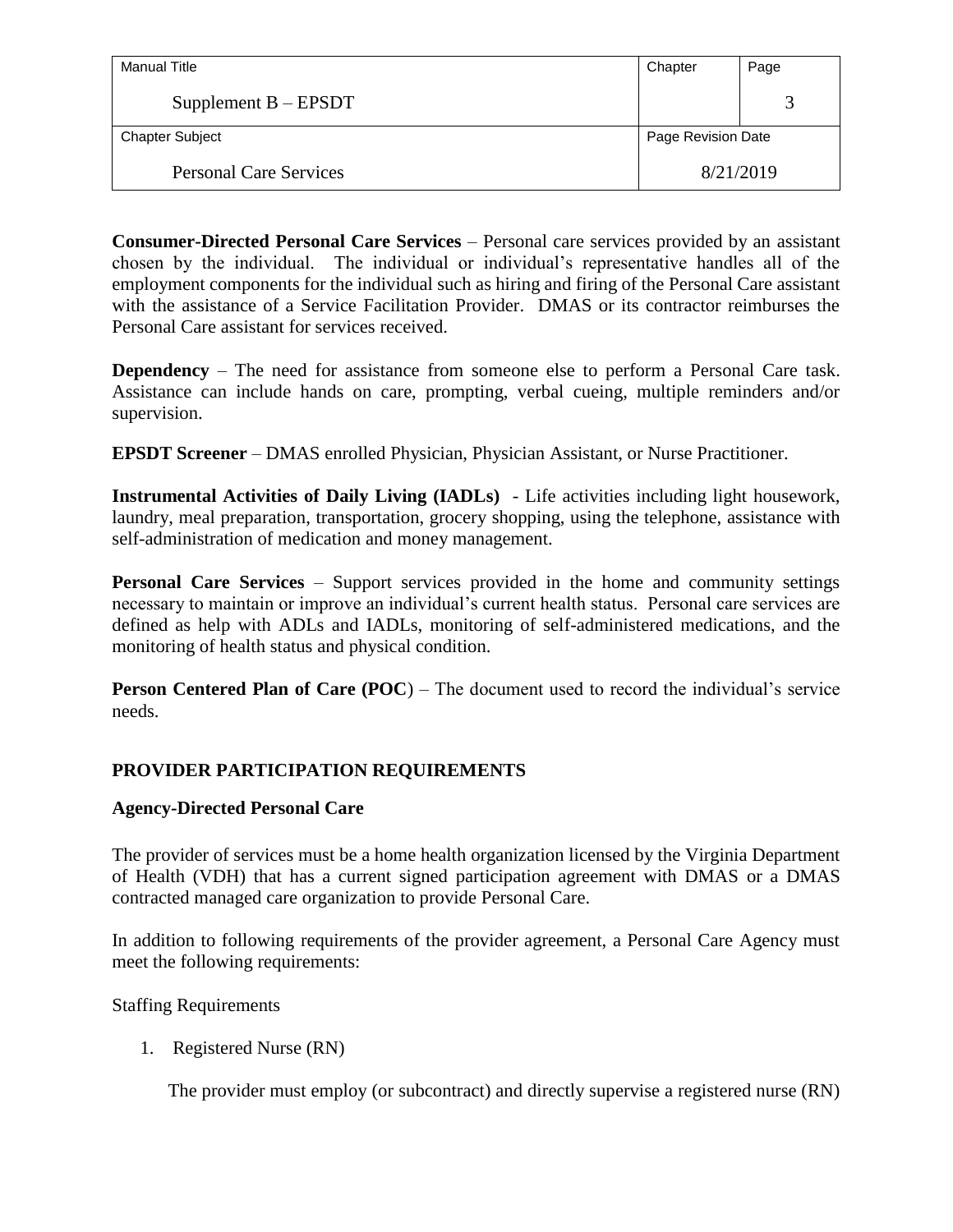**Consumer-Directed Personal Care Services** – Personal care services provided by an assistant chosen by the individual. The individual or individual's representative handles all of the employment components for the individual such as hiring and firing of the Personal Care assistant with the assistance of a Service Facilitation Provider. DMAS or its contractor reimburses the Personal Care assistant for services received.

**Dependency** – The need for assistance from someone else to perform a Personal Care task. Assistance can include hands on care, prompting, verbal cueing, multiple reminders and/or supervision.

**EPSDT Screener** – DMAS enrolled Physician, Physician Assistant, or Nurse Practitioner.

**Instrumental Activities of Daily Living (IADLs)** - Life activities including light housework, laundry, meal preparation, transportation, grocery shopping, using the telephone, assistance with self-administration of medication and money management.

**Personal Care Services** – Support services provided in the home and community settings necessary to maintain or improve an individual's current health status. Personal care services are defined as help with ADLs and IADLs, monitoring of self-administered medications, and the monitoring of health status and physical condition.

**Person Centered Plan of Care (POC)** – The document used to record the individual's service needs.

## PROVIDER PARTICIPATION REQUIREMENTS

### Agency-Directed Personal Care

The provider of services must be a home health organization licensed by the Virginia Department of Health (VDH) that has a current signed participation agreement with DMAS or a DMAS contracted managed care organization to provide Personal Care.

In addition to following requirements of the provider agreement, a Personal Care Agency must meet the following requirements:

Staffing Requirements

1. Registered Nurse (RN)

   The provider must employ (or subcontract) and directly supervise a registered nurse (RN)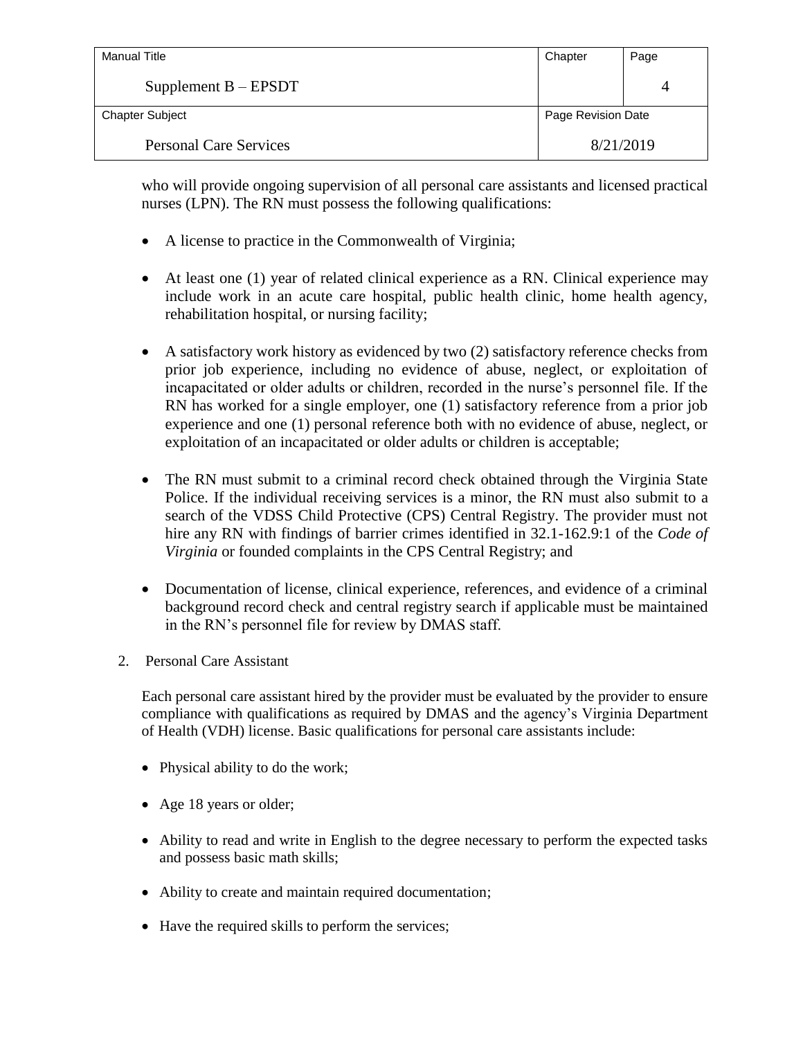who will provide ongoing supervision of all personal care assistants and licensed practical nurses (LPN). The RN must possess the following qualifications:

- A license to practice in the Commonwealth of Virginia;
- At least one (1) year of related clinical experience as a RN. Clinical experience may include work in an acute care hospital, public health clinic, home health agency, rehabilitation hospital, or nursing facility;
- A satisfactory work history as evidenced by two (2) satisfactory reference checks from prior job experience, including no evidence of abuse, neglect, or exploitation of incapacitated or older adults or children, recorded in the nurse's personnel file. If the RN has worked for a single employer, one (1) satisfactory reference from a prior job experience and one (1) personal reference both with no evidence of abuse, neglect, or exploitation of an incapacitated or older adults or children is acceptable;
- The RN must submit to a criminal record check obtained through the Virginia State Police. If the individual receiving services is a minor, the RN must also submit to a search of the VDSS Child Protective (CPS) Central Registry. The provider must not hire any RN with findings of barrier crimes identified in 32.1-162.9:1 of the *Code of Virginia* or founded complaints in the CPS Central Registry; and
- Documentation of license, clinical experience, references, and evidence of a criminal background record check and central registry search if applicable must be maintained in the RN's personnel file for review by DMAS staff.

2. Personal Care Assistant

Each personal care assistant hired by the provider must be evaluated by the provider to ensure compliance with qualifications as required by DMAS and the agency's Virginia Department of Health (VDH) license. Basic qualifications for personal care assistants include:

- Physical ability to do the work;
- Age 18 years or older;
- Ability to read and write in English to the degree necessary to perform the expected tasks and possess basic math skills;
- Ability to create and maintain required documentation;
- Have the required skills to perform the services;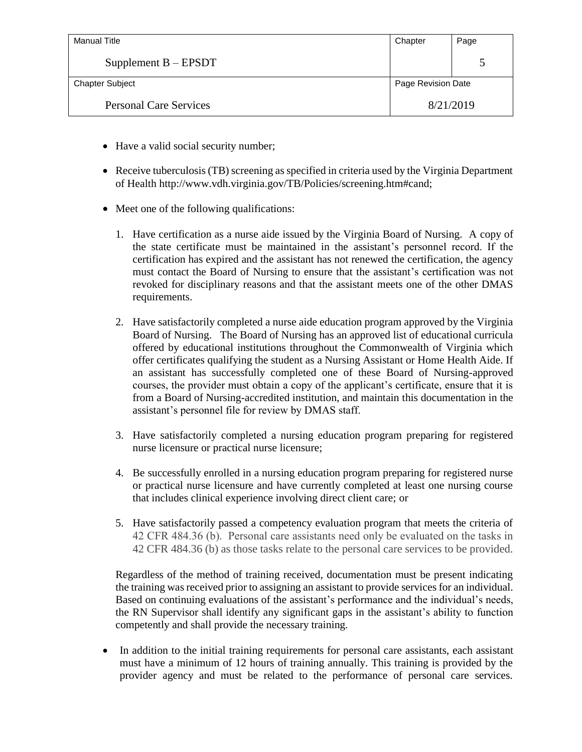- Have a valid social security number;
- Receive tuberculosis (TB) screening as specified in criteria used by the Virginia Department of Health http://www.vdh.virginia.gov/TB/Policies/screening.htm#cand;
- Meet one of the following qualifications:

  1. Have certification as a nurse aide issued by the Virginia Board of Nursing. A copy of the state certificate must be maintained in the assistant's personnel record. If the certification has expired and the assistant has not renewed the certification, the agency must contact the Board of Nursing to ensure that the assistant's certification was not revoked for disciplinary reasons and that the assistant meets one of the other DMAS requirements.
  2. Have satisfactorily completed a nurse aide education program approved by the Virginia Board of Nursing. The Board of Nursing has an approved list of educational curricula offered by educational institutions throughout the Commonwealth of Virginia which offer certificates qualifying the student as a Nursing Assistant or Home Health Aide. If an assistant has successfully completed one of these Board of Nursing-approved courses, the provider must obtain a copy of the applicant's certificate, ensure that it is from a Board of Nursing-accredited institution, and maintain this documentation in the assistant's personnel file for review by DMAS staff.
  3. Have satisfactorily completed a nursing education program preparing for registered nurse licensure or practical nurse licensure;
  4. Be successfully enrolled in a nursing education program preparing for registered nurse or practical nurse licensure and have currently completed at least one nursing course that includes clinical experience involving direct client care; or
  5. Have satisfactorily passed a competency evaluation program that meets the criteria of 42 CFR 484.36 (b). Personal care assistants need only be evaluated on the tasks in 42 CFR 484.36 (b) as those tasks relate to the personal care services to be provided.

  Regardless of the method of training received, documentation must be present indicating the training was received prior to assigning an assistant to provide services for an individual. Based on continuing evaluations of the assistant's performance and the individual's needs, the RN Supervisor shall identify any significant gaps in the assistant's ability to function competently and shall provide the necessary training.

- In addition to the initial training requirements for personal care assistants, each assistant must have a minimum of 12 hours of training annually. This training is provided by the provider agency and must be related to the performance of personal care services.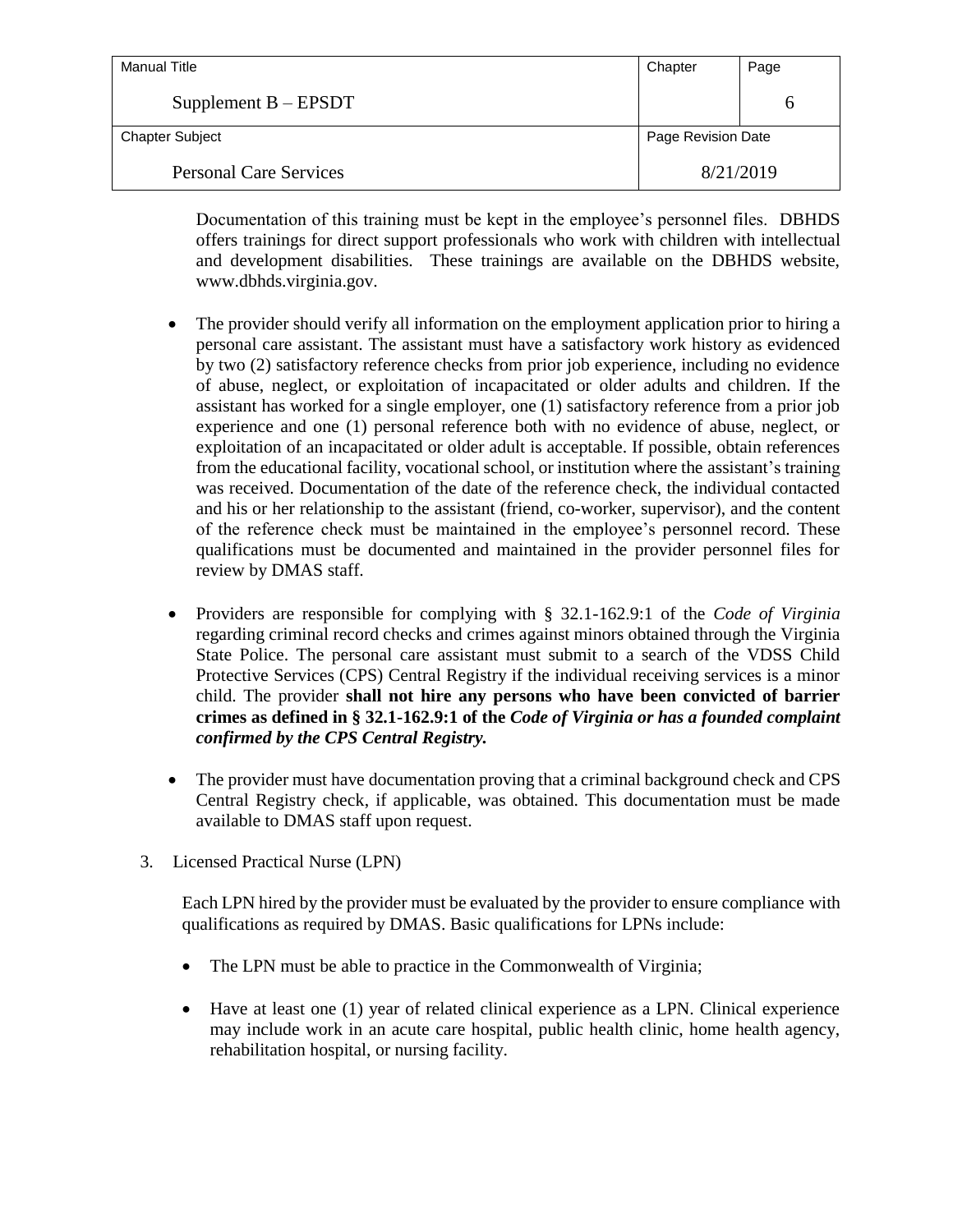Documentation of this training must be kept in the employee's personnel files. DBHDS offers trainings for direct support professionals who work with children with intellectual and development disabilities. These trainings are available on the DBHDS website, www.dbhds.virginia.gov.

- The provider should verify all information on the employment application prior to hiring a personal care assistant. The assistant must have a satisfactory work history as evidenced by two (2) satisfactory reference checks from prior job experience, including no evidence of abuse, neglect, or exploitation of incapacitated or older adults and children. If the assistant has worked for a single employer, one (1) satisfactory reference from a prior job experience and one (1) personal reference both with no evidence of abuse, neglect, or exploitation of an incapacitated or older adult is acceptable. If possible, obtain references from the educational facility, vocational school, or institution where the assistant's training was received. Documentation of the date of the reference check, the individual contacted and his or her relationship to the assistant (friend, co-worker, supervisor), and the content of the reference check must be maintained in the employee's personnel record. These qualifications must be documented and maintained in the provider personnel files for review by DMAS staff.

- Providers are responsible for complying with § 32.1-162.9:1 of the *Code of Virginia* regarding criminal record checks and crimes against minors obtained through the Virginia State Police. The personal care assistant must submit to a search of the VDSS Child Protective Services (CPS) Central Registry if the individual receiving services is a minor child. The provider **shall not hire any persons who have been convicted of barrier crimes as defined in § 32.1-162.9:1 of the *Code of Virginia or has a founded complaint confirmed by the CPS Central Registry.***

- The provider must have documentation proving that a criminal background check and CPS Central Registry check, if applicable, was obtained. This documentation must be made available to DMAS staff upon request.

3. Licensed Practical Nurse (LPN)

   Each LPN hired by the provider must be evaluated by the provider to ensure compliance with qualifications as required by DMAS. Basic qualifications for LPNs include:

   - The LPN must be able to practice in the Commonwealth of Virginia;

   - Have at least one (1) year of related clinical experience as a LPN. Clinical experience may include work in an acute care hospital, public health clinic, home health agency, rehabilitation hospital, or nursing facility.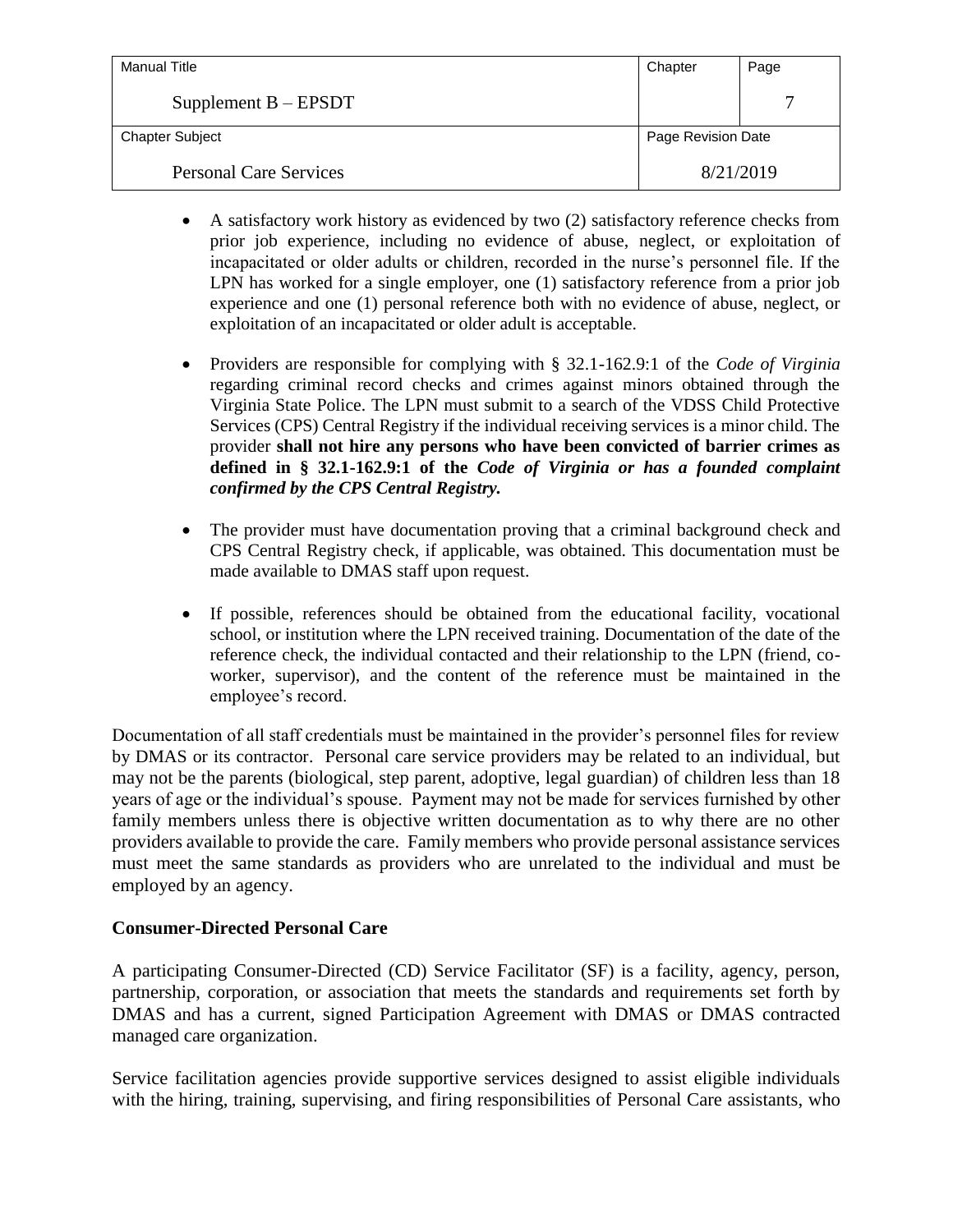- A satisfactory work history as evidenced by two (2) satisfactory reference checks from prior job experience, including no evidence of abuse, neglect, or exploitation of incapacitated or older adults or children, recorded in the nurse's personnel file. If the LPN has worked for a single employer, one (1) satisfactory reference from a prior job experience and one (1) personal reference both with no evidence of abuse, neglect, or exploitation of an incapacitated or older adult is acceptable.

- Providers are responsible for complying with § 32.1-162.9:1 of the *Code of Virginia* regarding criminal record checks and crimes against minors obtained through the Virginia State Police. The LPN must submit to a search of the VDSS Child Protective Services (CPS) Central Registry if the individual receiving services is a minor child. The provider **shall not hire any persons who have been convicted of barrier crimes as defined in § 32.1-162.9:1 of the *Code of Virginia or has a founded complaint confirmed by the CPS Central Registry.***

- The provider must have documentation proving that a criminal background check and CPS Central Registry check, if applicable, was obtained. This documentation must be made available to DMAS staff upon request.

- If possible, references should be obtained from the educational facility, vocational school, or institution where the LPN received training. Documentation of the date of the reference check, the individual contacted and their relationship to the LPN (friend, co-worker, supervisor), and the content of the reference must be maintained in the employee's record.

Documentation of all staff credentials must be maintained in the provider's personnel files for review by DMAS or its contractor. Personal care service providers may be related to an individual, but may not be the parents (biological, step parent, adoptive, legal guardian) of children less than 18 years of age or the individual's spouse. Payment may not be made for services furnished by other family members unless there is objective written documentation as to why there are no other providers available to provide the care. Family members who provide personal assistance services must meet the same standards as providers who are unrelated to the individual and must be employed by an agency.

**Consumer-Directed Personal Care**

A participating Consumer-Directed (CD) Service Facilitator (SF) is a facility, agency, person, partnership, corporation, or association that meets the standards and requirements set forth by DMAS and has a current, signed Participation Agreement with DMAS or DMAS contracted managed care organization.

Service facilitation agencies provide supportive services designed to assist eligible individuals with the hiring, training, supervising, and firing responsibilities of Personal Care assistants, who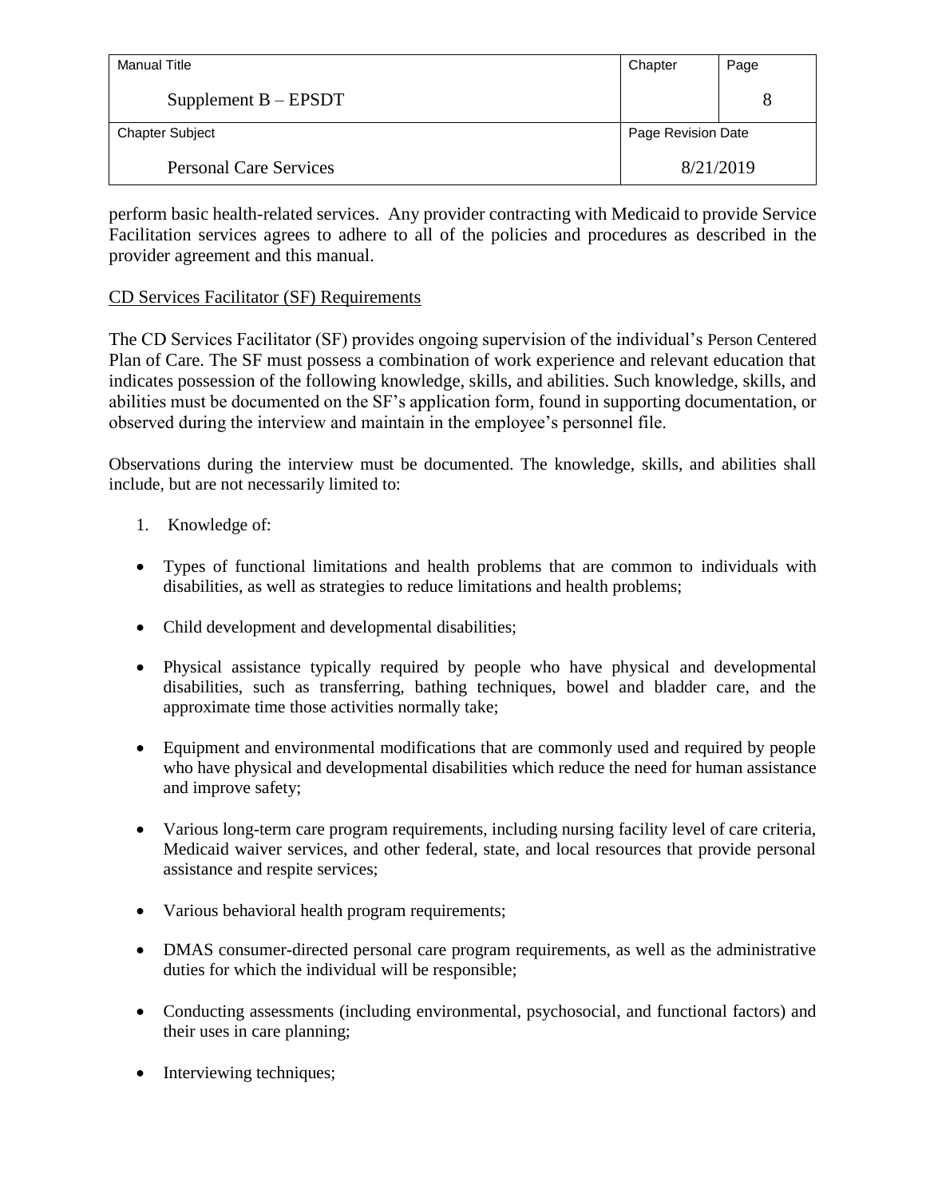perform basic health-related services. Any provider contracting with Medicaid to provide Service Facilitation services agrees to adhere to all of the policies and procedures as described in the provider agreement and this manual.

CD Services Facilitator (SF) Requirements

The CD Services Facilitator (SF) provides ongoing supervision of the individual's Person Centered Plan of Care. The SF must possess a combination of work experience and relevant education that indicates possession of the following knowledge, skills, and abilities. Such knowledge, skills, and abilities must be documented on the SF's application form, found in supporting documentation, or observed during the interview and maintain in the employee's personnel file.

Observations during the interview must be documented. The knowledge, skills, and abilities shall include, but are not necessarily limited to:

1. Knowledge of:

- Types of functional limitations and health problems that are common to individuals with disabilities, as well as strategies to reduce limitations and health problems;
- Child development and developmental disabilities;
- Physical assistance typically required by people who have physical and developmental disabilities, such as transferring, bathing techniques, bowel and bladder care, and the approximate time those activities normally take;
- Equipment and environmental modifications that are commonly used and required by people who have physical and developmental disabilities which reduce the need for human assistance and improve safety;
- Various long-term care program requirements, including nursing facility level of care criteria, Medicaid waiver services, and other federal, state, and local resources that provide personal assistance and respite services;
- Various behavioral health program requirements;
- DMAS consumer-directed personal care program requirements, as well as the administrative duties for which the individual will be responsible;
- Conducting assessments (including environmental, psychosocial, and functional factors) and their uses in care planning;
- Interviewing techniques;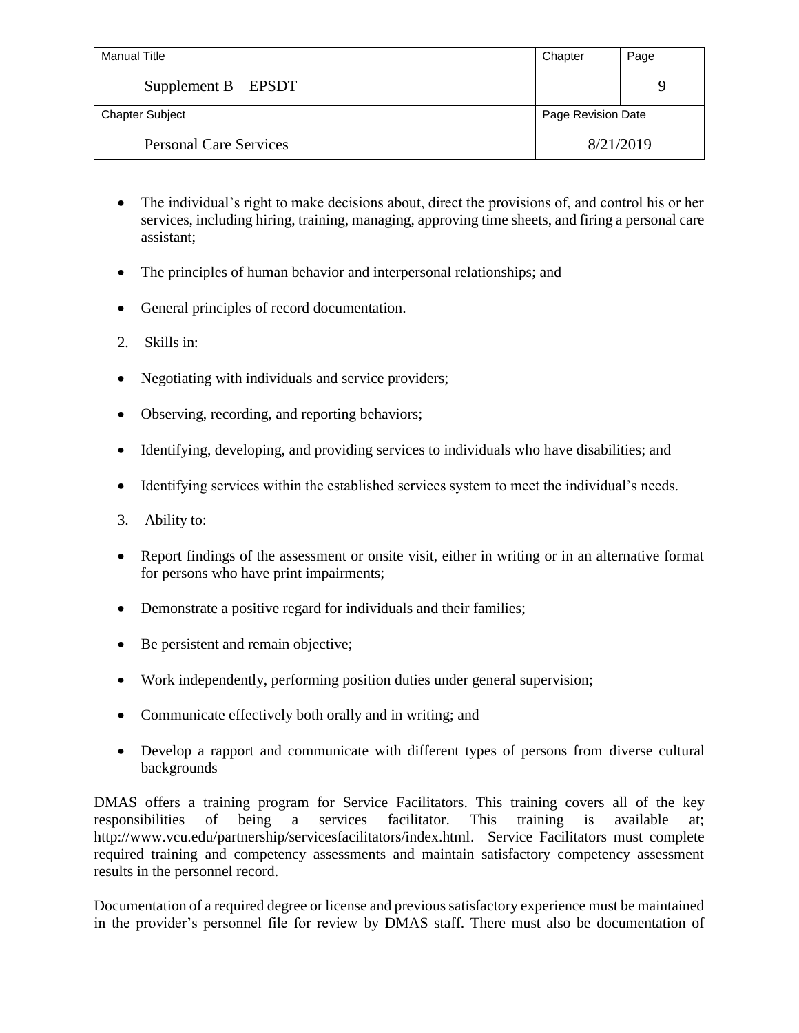- The individual's right to make decisions about, direct the provisions of, and control his or her services, including hiring, training, managing, approving time sheets, and firing a personal care assistant;
- The principles of human behavior and interpersonal relationships; and
- General principles of record documentation.

2. Skills in:

- Negotiating with individuals and service providers;
- Observing, recording, and reporting behaviors;
- Identifying, developing, and providing services to individuals who have disabilities; and
- Identifying services within the established services system to meet the individual's needs.

3. Ability to:

- Report findings of the assessment or onsite visit, either in writing or in an alternative format for persons who have print impairments;
- Demonstrate a positive regard for individuals and their families;
- Be persistent and remain objective;
- Work independently, performing position duties under general supervision;
- Communicate effectively both orally and in writing; and
- Develop a rapport and communicate with different types of persons from diverse cultural backgrounds

DMAS offers a training program for Service Facilitators. This training covers all of the key responsibilities of being a services facilitator. This training is available at; http://www.vcu.edu/partnership/servicesfacilitators/index.html. Service Facilitators must complete required training and competency assessments and maintain satisfactory competency assessment results in the personnel record.

Documentation of a required degree or license and previous satisfactory experience must be maintained in the provider's personnel file for review by DMAS staff. There must also be documentation of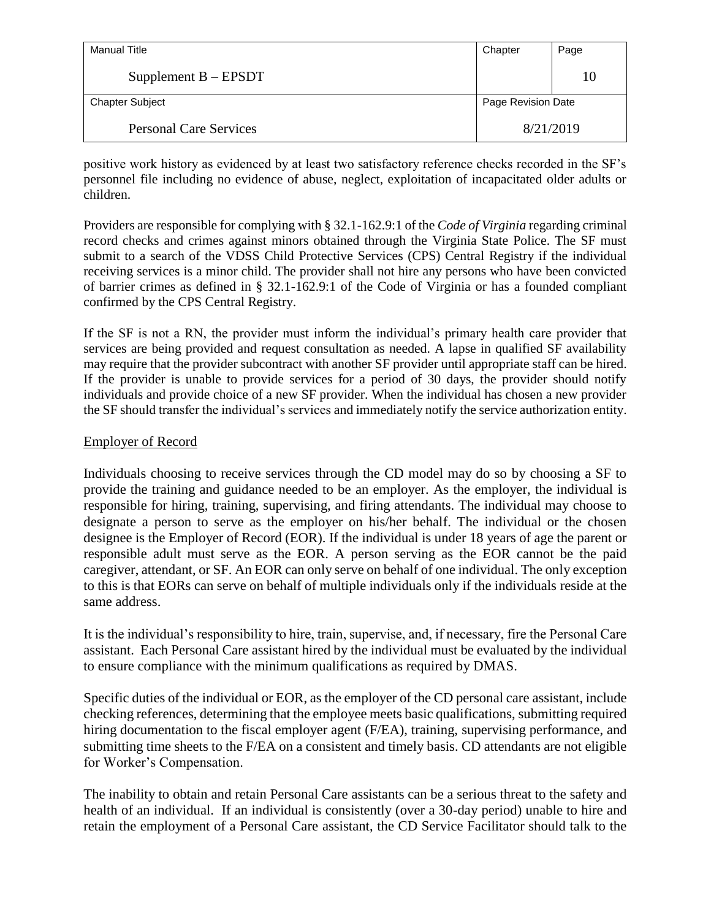positive work history as evidenced by at least two satisfactory reference checks recorded in the SF's personnel file including no evidence of abuse, neglect, exploitation of incapacitated older adults or children.

Providers are responsible for complying with § 32.1-162.9:1 of the *Code of Virginia* regarding criminal record checks and crimes against minors obtained through the Virginia State Police. The SF must submit to a search of the VDSS Child Protective Services (CPS) Central Registry if the individual receiving services is a minor child. The provider shall not hire any persons who have been convicted of barrier crimes as defined in § 32.1-162.9:1 of the Code of Virginia or has a founded compliant confirmed by the CPS Central Registry.

If the SF is not a RN, the provider must inform the individual's primary health care provider that services are being provided and request consultation as needed. A lapse in qualified SF availability may require that the provider subcontract with another SF provider until appropriate staff can be hired. If the provider is unable to provide services for a period of 30 days, the provider should notify individuals and provide choice of a new SF provider. When the individual has chosen a new provider the SF should transfer the individual's services and immediately notify the service authorization entity.

## Employer of Record

Individuals choosing to receive services through the CD model may do so by choosing a SF to provide the training and guidance needed to be an employer. As the employer, the individual is responsible for hiring, training, supervising, and firing attendants. The individual may choose to designate a person to serve as the employer on his/her behalf. The individual or the chosen designee is the Employer of Record (EOR). If the individual is under 18 years of age the parent or responsible adult must serve as the EOR. A person serving as the EOR cannot be the paid caregiver, attendant, or SF. An EOR can only serve on behalf of one individual. The only exception to this is that EORs can serve on behalf of multiple individuals only if the individuals reside at the same address.

It is the individual's responsibility to hire, train, supervise, and, if necessary, fire the Personal Care assistant. Each Personal Care assistant hired by the individual must be evaluated by the individual to ensure compliance with the minimum qualifications as required by DMAS.

Specific duties of the individual or EOR, as the employer of the CD personal care assistant, include checking references, determining that the employee meets basic qualifications, submitting required hiring documentation to the fiscal employer agent (F/EA), training, supervising performance, and submitting time sheets to the F/EA on a consistent and timely basis. CD attendants are not eligible for Worker's Compensation.

The inability to obtain and retain Personal Care assistants can be a serious threat to the safety and health of an individual. If an individual is consistently (over a 30-day period) unable to hire and retain the employment of a Personal Care assistant, the CD Service Facilitator should talk to the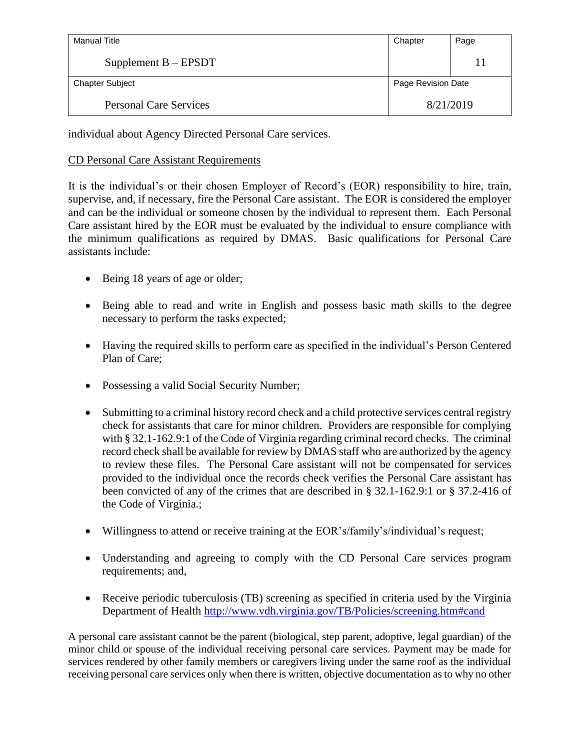individual about Agency Directed Personal Care services.

CD Personal Care Assistant Requirements

It is the individual's or their chosen Employer of Record's (EOR) responsibility to hire, train, supervise, and, if necessary, fire the Personal Care assistant. The EOR is considered the employer and can be the individual or someone chosen by the individual to represent them. Each Personal Care assistant hired by the EOR must be evaluated by the individual to ensure compliance with the minimum qualifications as required by DMAS. Basic qualifications for Personal Care assistants include:

- Being 18 years of age or older;
- Being able to read and write in English and possess basic math skills to the degree necessary to perform the tasks expected;
- Having the required skills to perform care as specified in the individual's Person Centered Plan of Care;
- Possessing a valid Social Security Number;
- Submitting to a criminal history record check and a child protective services central registry check for assistants that care for minor children. Providers are responsible for complying with § 32.1-162.9:1 of the Code of Virginia regarding criminal record checks. The criminal record check shall be available for review by DMAS staff who are authorized by the agency to review these files. The Personal Care assistant will not be compensated for services provided to the individual once the records check verifies the Personal Care assistant has been convicted of any of the crimes that are described in § 32.1-162.9:1 or § 37.2-416 of the Code of Virginia.;
- Willingness to attend or receive training at the EOR's/family's/individual's request;
- Understanding and agreeing to comply with the CD Personal Care services program requirements; and,
- Receive periodic tuberculosis (TB) screening as specified in criteria used by the Virginia Department of Health http://www.vdh.virginia.gov/TB/Policies/screening.htm#cand

A personal care assistant cannot be the parent (biological, step parent, adoptive, legal guardian) of the minor child or spouse of the individual receiving personal care services. Payment may be made for services rendered by other family members or caregivers living under the same roof as the individual receiving personal care services only when there is written, objective documentation as to why no other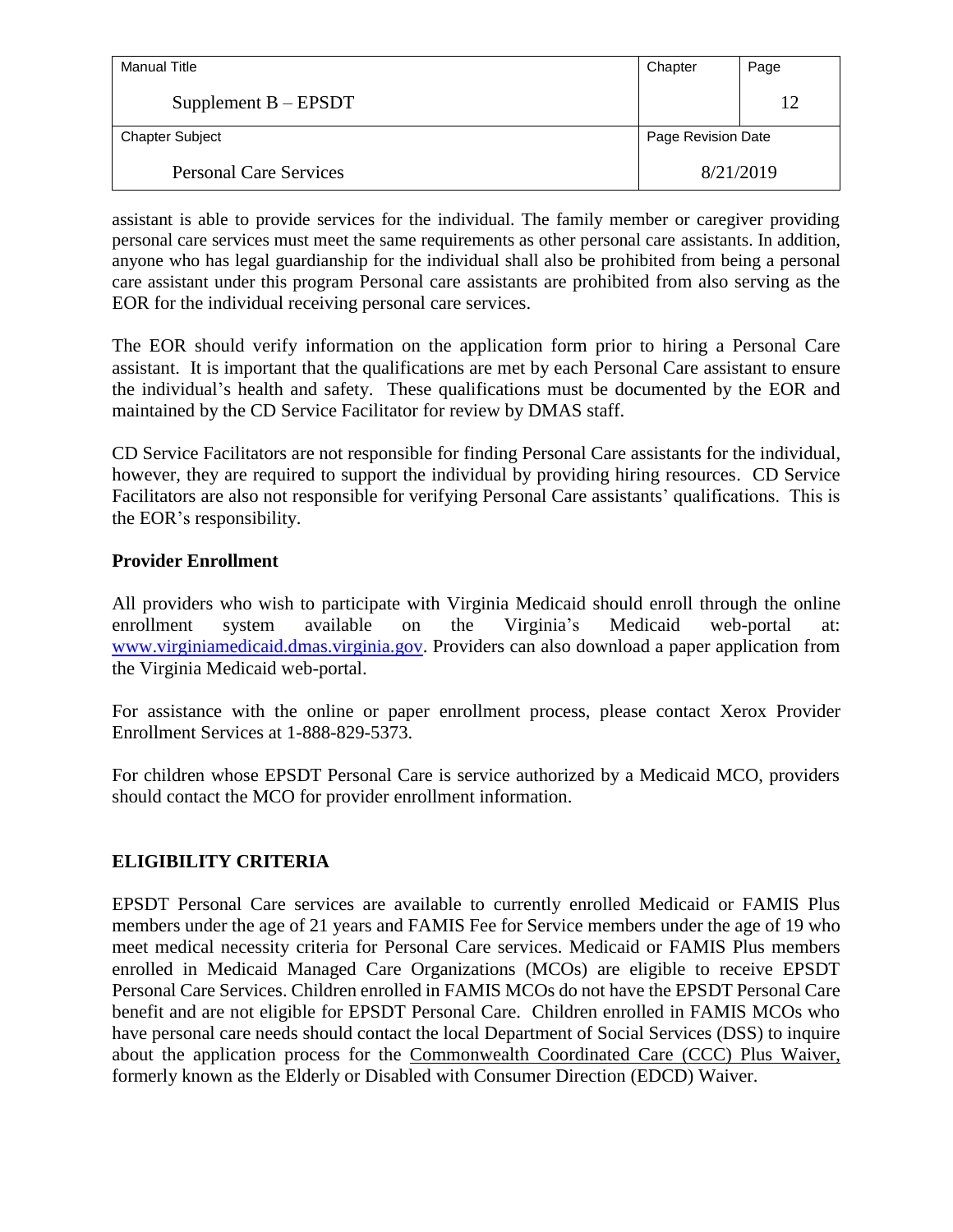assistant is able to provide services for the individual. The family member or caregiver providing personal care services must meet the same requirements as other personal care assistants. In addition, anyone who has legal guardianship for the individual shall also be prohibited from being a personal care assistant under this program Personal care assistants are prohibited from also serving as the EOR for the individual receiving personal care services.

The EOR should verify information on the application form prior to hiring a Personal Care assistant. It is important that the qualifications are met by each Personal Care assistant to ensure the individual's health and safety. These qualifications must be documented by the EOR and maintained by the CD Service Facilitator for review by DMAS staff.

CD Service Facilitators are not responsible for finding Personal Care assistants for the individual, however, they are required to support the individual by providing hiring resources. CD Service Facilitators are also not responsible for verifying Personal Care assistants' qualifications. This is the EOR's responsibility.

**Provider Enrollment**

All providers who wish to participate with Virginia Medicaid should enroll through the online enrollment system available on the Virginia's Medicaid web-portal at: www.virginiamedicaid.dmas.virginia.gov. Providers can also download a paper application from the Virginia Medicaid web-portal.

For assistance with the online or paper enrollment process, please contact Xerox Provider Enrollment Services at 1-888-829-5373.

For children whose EPSDT Personal Care is service authorized by a Medicaid MCO, providers should contact the MCO for provider enrollment information.

## ELIGIBILITY CRITERIA

EPSDT Personal Care services are available to currently enrolled Medicaid or FAMIS Plus members under the age of 21 years and FAMIS Fee for Service members under the age of 19 who meet medical necessity criteria for Personal Care services. Medicaid or FAMIS Plus members enrolled in Medicaid Managed Care Organizations (MCOs) are eligible to receive EPSDT Personal Care Services. Children enrolled in FAMIS MCOs do not have the EPSDT Personal Care benefit and are not eligible for EPSDT Personal Care. Children enrolled in FAMIS MCOs who have personal care needs should contact the local Department of Social Services (DSS) to inquire about the application process for the Commonwealth Coordinated Care (CCC) Plus Waiver, formerly known as the Elderly or Disabled with Consumer Direction (EDCD) Waiver.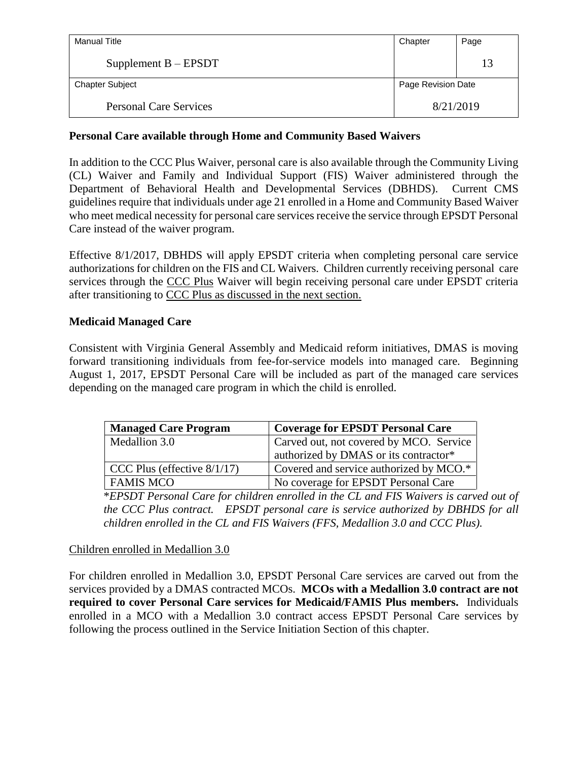**Personal Care available through Home and Community Based Waivers**

In addition to the CCC Plus Waiver, personal care is also available through the Community Living (CL) Waiver and Family and Individual Support (FIS) Waiver administered through the Department of Behavioral Health and Developmental Services (DBHDS). Current CMS guidelines require that individuals under age 21 enrolled in a Home and Community Based Waiver who meet medical necessity for personal care services receive the service through EPSDT Personal Care instead of the waiver program.

Effective 8/1/2017, DBHDS will apply EPSDT criteria when completing personal care service authorizations for children on the FIS and CL Waivers. Children currently receiving personal care services through the CCC Plus Waiver will begin receiving personal care under EPSDT criteria after transitioning to CCC Plus as discussed in the next section.

**Medicaid Managed Care**

Consistent with Virginia General Assembly and Medicaid reform initiatives, DMAS is moving forward transitioning individuals from fee-for-service models into managed care. Beginning August 1, 2017, EPSDT Personal Care will be included as part of the managed care services depending on the managed care program in which the child is enrolled.

| Managed Care Program | Coverage for EPSDT Personal Care |
|---|---|
| Medallion 3.0 | Carved out, not covered by MCO. Service authorized by DMAS or its contractor* |
| CCC Plus (effective 8/1/17) | Covered and service authorized by MCO.* |
| FAMIS MCO | No coverage for EPSDT Personal Care |

*\*EPSDT Personal Care for children enrolled in the CL and FIS Waivers is carved out of the CCC Plus contract. EPSDT personal care is service authorized by DBHDS for all children enrolled in the CL and FIS Waivers (FFS, Medallion 3.0 and CCC Plus).*

Children enrolled in Medallion 3.0

For children enrolled in Medallion 3.0, EPSDT Personal Care services are carved out from the services provided by a DMAS contracted MCOs. **MCOs with a Medallion 3.0 contract are not required to cover Personal Care services for Medicaid/FAMIS Plus members.** Individuals enrolled in a MCO with a Medallion 3.0 contract access EPSDT Personal Care services by following the process outlined in the Service Initiation Section of this chapter.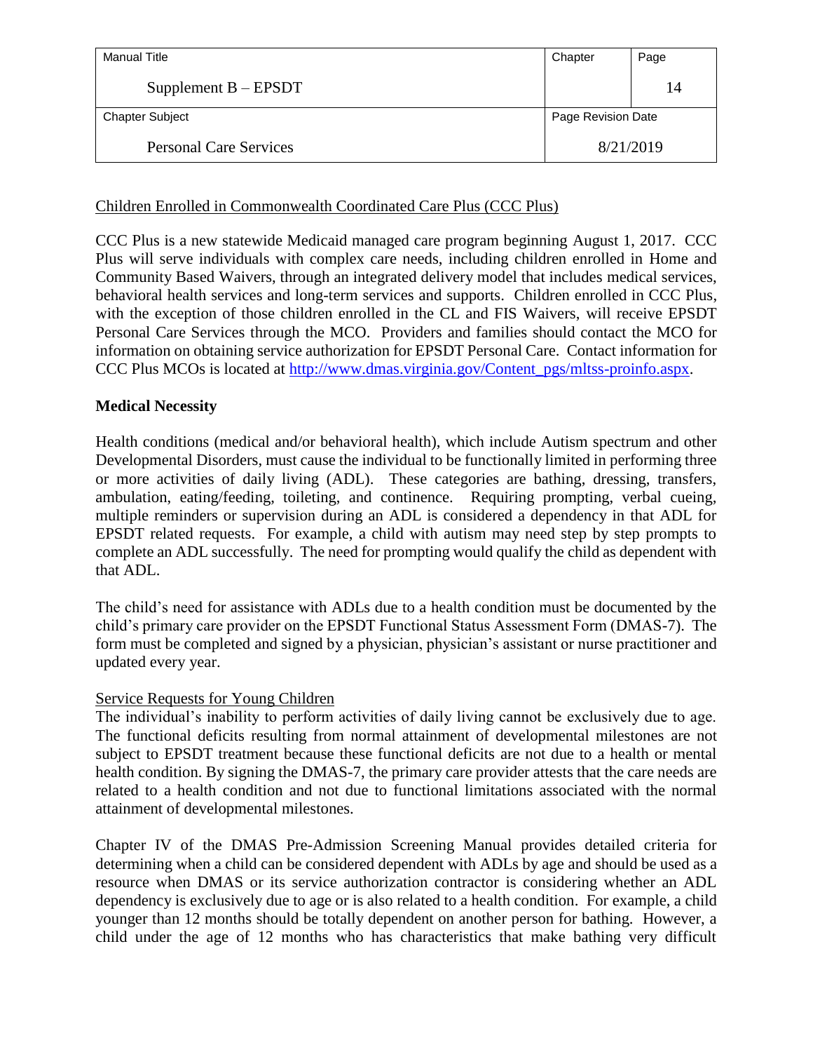Children Enrolled in Commonwealth Coordinated Care Plus (CCC Plus)

CCC Plus is a new statewide Medicaid managed care program beginning August 1, 2017. CCC Plus will serve individuals with complex care needs, including children enrolled in Home and Community Based Waivers, through an integrated delivery model that includes medical services, behavioral health services and long-term services and supports. Children enrolled in CCC Plus, with the exception of those children enrolled in the CL and FIS Waivers, will receive EPSDT Personal Care Services through the MCO. Providers and families should contact the MCO for information on obtaining service authorization for EPSDT Personal Care. Contact information for CCC Plus MCOs is located at http://www.dmas.virginia.gov/Content_pgs/mltss-proinfo.aspx.

## Medical Necessity

Health conditions (medical and/or behavioral health), which include Autism spectrum and other Developmental Disorders, must cause the individual to be functionally limited in performing three or more activities of daily living (ADL). These categories are bathing, dressing, transfers, ambulation, eating/feeding, toileting, and continence. Requiring prompting, verbal cueing, multiple reminders or supervision during an ADL is considered a dependency in that ADL for EPSDT related requests. For example, a child with autism may need step by step prompts to complete an ADL successfully. The need for prompting would qualify the child as dependent with that ADL.

The child's need for assistance with ADLs due to a health condition must be documented by the child's primary care provider on the EPSDT Functional Status Assessment Form (DMAS-7). The form must be completed and signed by a physician, physician's assistant or nurse practitioner and updated every year.

Service Requests for Young Children

The individual's inability to perform activities of daily living cannot be exclusively due to age. The functional deficits resulting from normal attainment of developmental milestones are not subject to EPSDT treatment because these functional deficits are not due to a health or mental health condition. By signing the DMAS-7, the primary care provider attests that the care needs are related to a health condition and not due to functional limitations associated with the normal attainment of developmental milestones.

Chapter IV of the DMAS Pre-Admission Screening Manual provides detailed criteria for determining when a child can be considered dependent with ADLs by age and should be used as a resource when DMAS or its service authorization contractor is considering whether an ADL dependency is exclusively due to age or is also related to a health condition. For example, a child younger than 12 months should be totally dependent on another person for bathing. However, a child under the age of 12 months who has characteristics that make bathing very difficult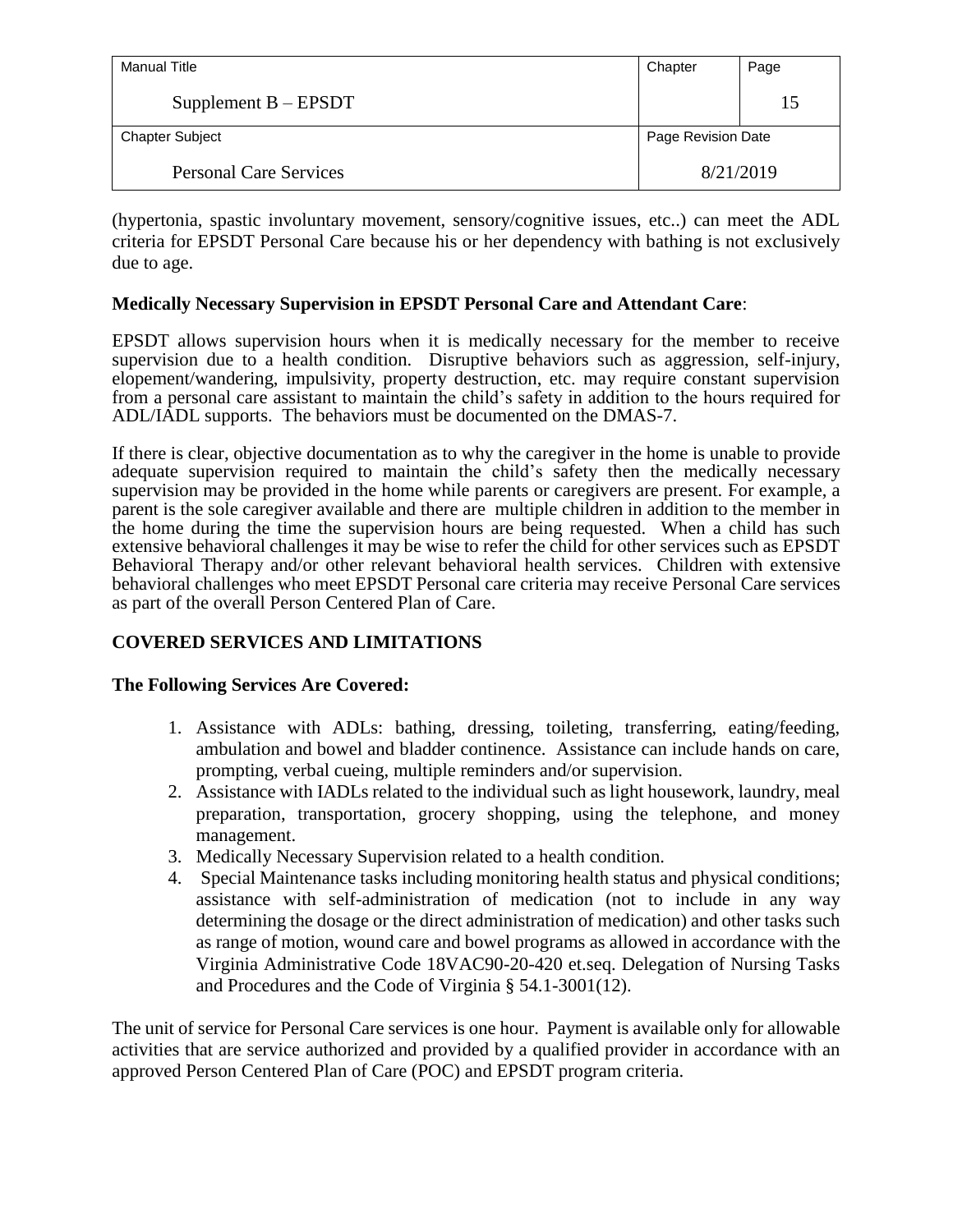(hypertonia, spastic involuntary movement, sensory/cognitive issues, etc..) can meet the ADL criteria for EPSDT Personal Care because his or her dependency with bathing is not exclusively due to age.

**Medically Necessary Supervision in EPSDT Personal Care and Attendant Care**:

EPSDT allows supervision hours when it is medically necessary for the member to receive supervision due to a health condition. Disruptive behaviors such as aggression, self-injury, elopement/wandering, impulsivity, property destruction, etc. may require constant supervision from a personal care assistant to maintain the child's safety in addition to the hours required for ADL/IADL supports. The behaviors must be documented on the DMAS-7.

If there is clear, objective documentation as to why the caregiver in the home is unable to provide adequate supervision required to maintain the child's safety then the medically necessary supervision may be provided in the home while parents or caregivers are present. For example, a parent is the sole caregiver available and there are multiple children in addition to the member in the home during the time the supervision hours are being requested. When a child has such extensive behavioral challenges it may be wise to refer the child for other services such as EPSDT Behavioral Therapy and/or other relevant behavioral health services. Children with extensive behavioral challenges who meet EPSDT Personal care criteria may receive Personal Care services as part of the overall Person Centered Plan of Care.

## COVERED SERVICES AND LIMITATIONS

### The Following Services Are Covered:

1. Assistance with ADLs: bathing, dressing, toileting, transferring, eating/feeding, ambulation and bowel and bladder continence. Assistance can include hands on care, prompting, verbal cueing, multiple reminders and/or supervision.
2. Assistance with IADLs related to the individual such as light housework, laundry, meal preparation, transportation, grocery shopping, using the telephone, and money management.
3. Medically Necessary Supervision related to a health condition.
4. Special Maintenance tasks including monitoring health status and physical conditions; assistance with self-administration of medication (not to include in any way determining the dosage or the direct administration of medication) and other tasks such as range of motion, wound care and bowel programs as allowed in accordance with the Virginia Administrative Code 18VAC90-20-420 et.seq. Delegation of Nursing Tasks and Procedures and the Code of Virginia § 54.1-3001(12).

The unit of service for Personal Care services is one hour. Payment is available only for allowable activities that are service authorized and provided by a qualified provider in accordance with an approved Person Centered Plan of Care (POC) and EPSDT program criteria.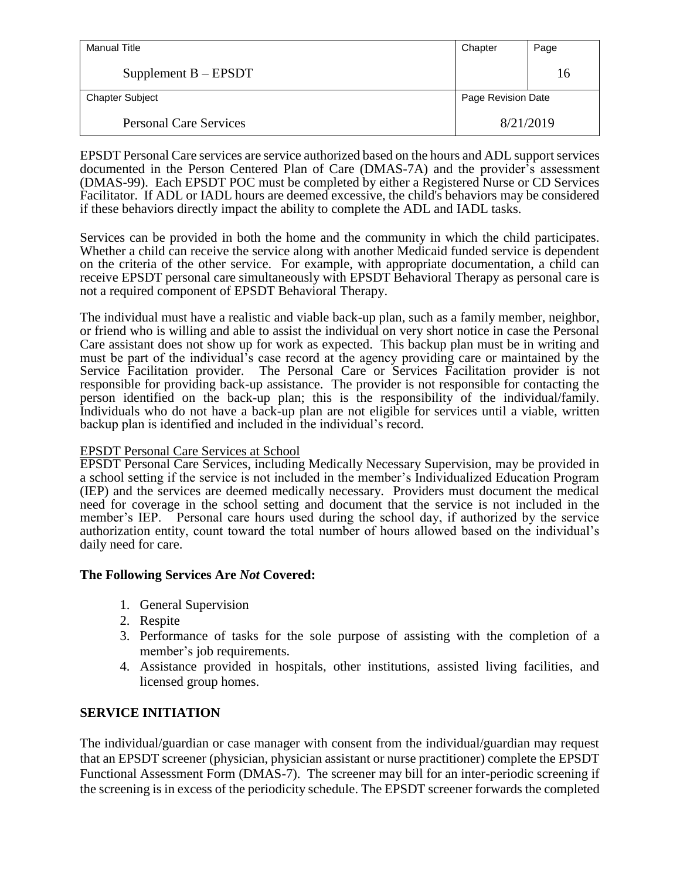EPSDT Personal Care services are service authorized based on the hours and ADL support services documented in the Person Centered Plan of Care (DMAS-7A) and the provider's assessment (DMAS-99). Each EPSDT POC must be completed by either a Registered Nurse or CD Services Facilitator. If ADL or IADL hours are deemed excessive, the child's behaviors may be considered if these behaviors directly impact the ability to complete the ADL and IADL tasks.

Services can be provided in both the home and the community in which the child participates. Whether a child can receive the service along with another Medicaid funded service is dependent on the criteria of the other service. For example, with appropriate documentation, a child can receive EPSDT personal care simultaneously with EPSDT Behavioral Therapy as personal care is not a required component of EPSDT Behavioral Therapy.

The individual must have a realistic and viable back-up plan, such as a family member, neighbor, or friend who is willing and able to assist the individual on very short notice in case the Personal Care assistant does not show up for work as expected. This backup plan must be in writing and must be part of the individual's case record at the agency providing care or maintained by the Service Facilitation provider. The Personal Care or Services Facilitation provider is not responsible for providing back-up assistance. The provider is not responsible for contacting the person identified on the back-up plan; this is the responsibility of the individual/family. Individuals who do not have a back-up plan are not eligible for services until a viable, written backup plan is identified and included in the individual's record.

EPSDT Personal Care Services at School

EPSDT Personal Care Services, including Medically Necessary Supervision, may be provided in a school setting if the service is not included in the member's Individualized Education Program (IEP) and the services are deemed medically necessary. Providers must document the medical need for coverage in the school setting and document that the service is not included in the member's IEP. Personal care hours used during the school day, if authorized by the service authorization entity, count toward the total number of hours allowed based on the individual's daily need for care.

**The Following Services Are *Not* Covered:**

1. General Supervision
2. Respite
3. Performance of tasks for the sole purpose of assisting with the completion of a member's job requirements.
4. Assistance provided in hospitals, other institutions, assisted living facilities, and licensed group homes.

## SERVICE INITIATION

The individual/guardian or case manager with consent from the individual/guardian may request that an EPSDT screener (physician, physician assistant or nurse practitioner) complete the EPSDT Functional Assessment Form (DMAS-7). The screener may bill for an inter-periodic screening if the screening is in excess of the periodicity schedule. The EPSDT screener forwards the completed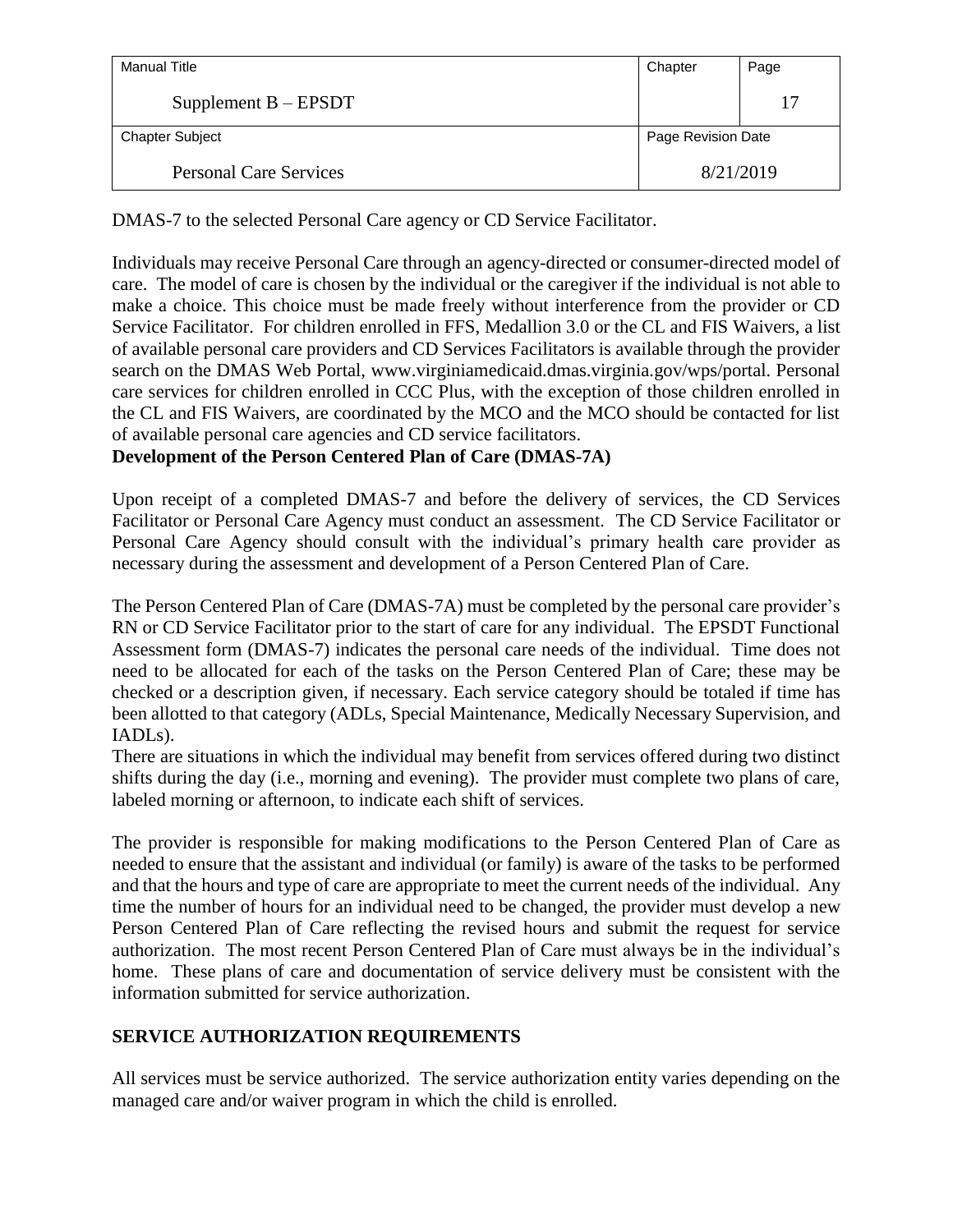DMAS-7 to the selected Personal Care agency or CD Service Facilitator.

Individuals may receive Personal Care through an agency-directed or consumer-directed model of care. The model of care is chosen by the individual or the caregiver if the individual is not able to make a choice. This choice must be made freely without interference from the provider or CD Service Facilitator. For children enrolled in FFS, Medallion 3.0 or the CL and FIS Waivers, a list of available personal care providers and CD Services Facilitators is available through the provider search on the DMAS Web Portal, www.virginiamedicaid.dmas.virginia.gov/wps/portal. Personal care services for children enrolled in CCC Plus, with the exception of those children enrolled in the CL and FIS Waivers, are coordinated by the MCO and the MCO should be contacted for list of available personal care agencies and CD service facilitators.

**Development of the Person Centered Plan of Care (DMAS-7A)**

Upon receipt of a completed DMAS-7 and before the delivery of services, the CD Services Facilitator or Personal Care Agency must conduct an assessment. The CD Service Facilitator or Personal Care Agency should consult with the individual's primary health care provider as necessary during the assessment and development of a Person Centered Plan of Care.

The Person Centered Plan of Care (DMAS-7A) must be completed by the personal care provider's RN or CD Service Facilitator prior to the start of care for any individual. The EPSDT Functional Assessment form (DMAS-7) indicates the personal care needs of the individual. Time does not need to be allocated for each of the tasks on the Person Centered Plan of Care; these may be checked or a description given, if necessary. Each service category should be totaled if time has been allotted to that category (ADLs, Special Maintenance, Medically Necessary Supervision, and IADLs).

There are situations in which the individual may benefit from services offered during two distinct shifts during the day (i.e., morning and evening). The provider must complete two plans of care, labeled morning or afternoon, to indicate each shift of services.

The provider is responsible for making modifications to the Person Centered Plan of Care as needed to ensure that the assistant and individual (or family) is aware of the tasks to be performed and that the hours and type of care are appropriate to meet the current needs of the individual. Any time the number of hours for an individual need to be changed, the provider must develop a new Person Centered Plan of Care reflecting the revised hours and submit the request for service authorization. The most recent Person Centered Plan of Care must always be in the individual's home. These plans of care and documentation of service delivery must be consistent with the information submitted for service authorization.

## SERVICE AUTHORIZATION REQUIREMENTS

All services must be service authorized. The service authorization entity varies depending on the managed care and/or waiver program in which the child is enrolled.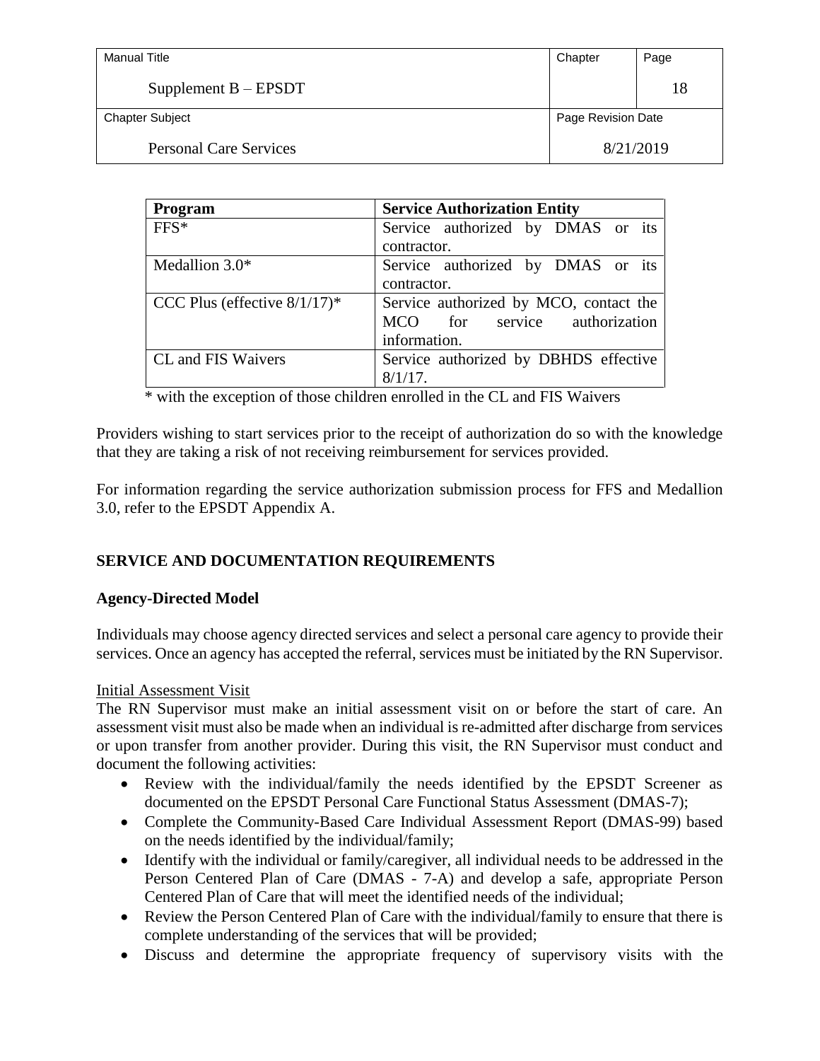| Program | Service Authorization Entity |
|---|---|
| FFS* | Service authorized by DMAS or its contractor. |
| Medallion 3.0* | Service authorized by DMAS or its contractor. |
| CCC Plus (effective 8/1/17)* | Service authorized by MCO, contact the MCO for service authorization information. |
| CL and FIS Waivers | Service authorized by DBHDS effective 8/1/17. |

\* with the exception of those children enrolled in the CL and FIS Waivers

Providers wishing to start services prior to the receipt of authorization do so with the knowledge that they are taking a risk of not receiving reimbursement for services provided.

For information regarding the service authorization submission process for FFS and Medallion 3.0, refer to the EPSDT Appendix A.

## SERVICE AND DOCUMENTATION REQUIREMENTS

### Agency-Directed Model

Individuals may choose agency directed services and select a personal care agency to provide their services. Once an agency has accepted the referral, services must be initiated by the RN Supervisor.

Initial Assessment Visit

The RN Supervisor must make an initial assessment visit on or before the start of care. An assessment visit must also be made when an individual is re-admitted after discharge from services or upon transfer from another provider. During this visit, the RN Supervisor must conduct and document the following activities:

- Review with the individual/family the needs identified by the EPSDT Screener as documented on the EPSDT Personal Care Functional Status Assessment (DMAS-7);
- Complete the Community-Based Care Individual Assessment Report (DMAS-99) based on the needs identified by the individual/family;
- Identify with the individual or family/caregiver, all individual needs to be addressed in the Person Centered Plan of Care (DMAS - 7-A) and develop a safe, appropriate Person Centered Plan of Care that will meet the identified needs of the individual;
- Review the Person Centered Plan of Care with the individual/family to ensure that there is complete understanding of the services that will be provided;
- Discuss and determine the appropriate frequency of supervisory visits with the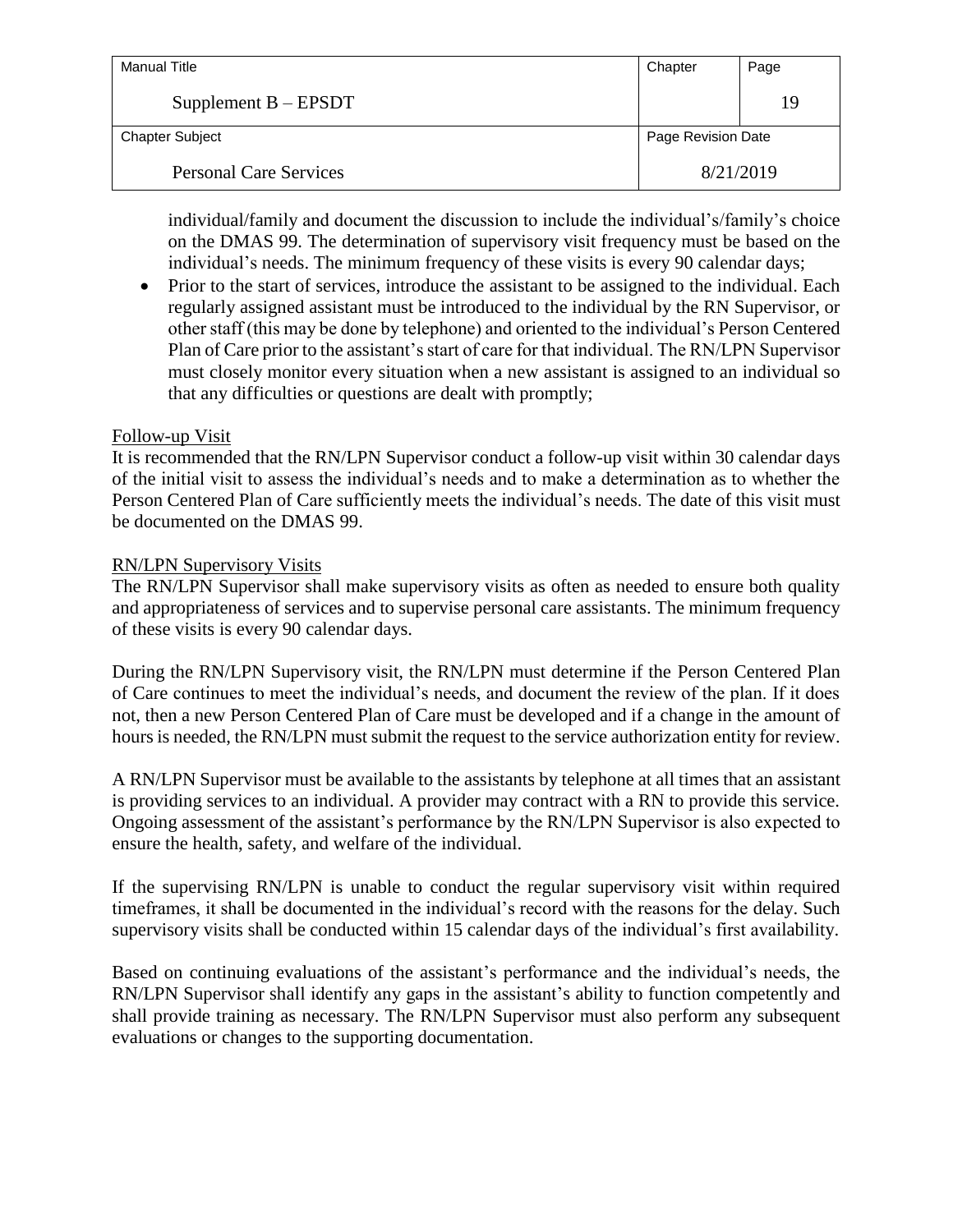individual/family and document the discussion to include the individual's/family's choice on the DMAS 99. The determination of supervisory visit frequency must be based on the individual's needs. The minimum frequency of these visits is every 90 calendar days;

- Prior to the start of services, introduce the assistant to be assigned to the individual. Each regularly assigned assistant must be introduced to the individual by the RN Supervisor, or other staff (this may be done by telephone) and oriented to the individual's Person Centered Plan of Care prior to the assistant's start of care for that individual. The RN/LPN Supervisor must closely monitor every situation when a new assistant is assigned to an individual so that any difficulties or questions are dealt with promptly;

<u>Follow-up Visit</u>

It is recommended that the RN/LPN Supervisor conduct a follow-up visit within 30 calendar days of the initial visit to assess the individual's needs and to make a determination as to whether the Person Centered Plan of Care sufficiently meets the individual's needs. The date of this visit must be documented on the DMAS 99.

<u>RN/LPN Supervisory Visits</u>

The RN/LPN Supervisor shall make supervisory visits as often as needed to ensure both quality and appropriateness of services and to supervise personal care assistants. The minimum frequency of these visits is every 90 calendar days.

During the RN/LPN Supervisory visit, the RN/LPN must determine if the Person Centered Plan of Care continues to meet the individual's needs, and document the review of the plan. If it does not, then a new Person Centered Plan of Care must be developed and if a change in the amount of hours is needed, the RN/LPN must submit the request to the service authorization entity for review.

A RN/LPN Supervisor must be available to the assistants by telephone at all times that an assistant is providing services to an individual. A provider may contract with a RN to provide this service. Ongoing assessment of the assistant's performance by the RN/LPN Supervisor is also expected to ensure the health, safety, and welfare of the individual.

If the supervising RN/LPN is unable to conduct the regular supervisory visit within required timeframes, it shall be documented in the individual's record with the reasons for the delay. Such supervisory visits shall be conducted within 15 calendar days of the individual's first availability.

Based on continuing evaluations of the assistant's performance and the individual's needs, the RN/LPN Supervisor shall identify any gaps in the assistant's ability to function competently and shall provide training as necessary. The RN/LPN Supervisor must also perform any subsequent evaluations or changes to the supporting documentation.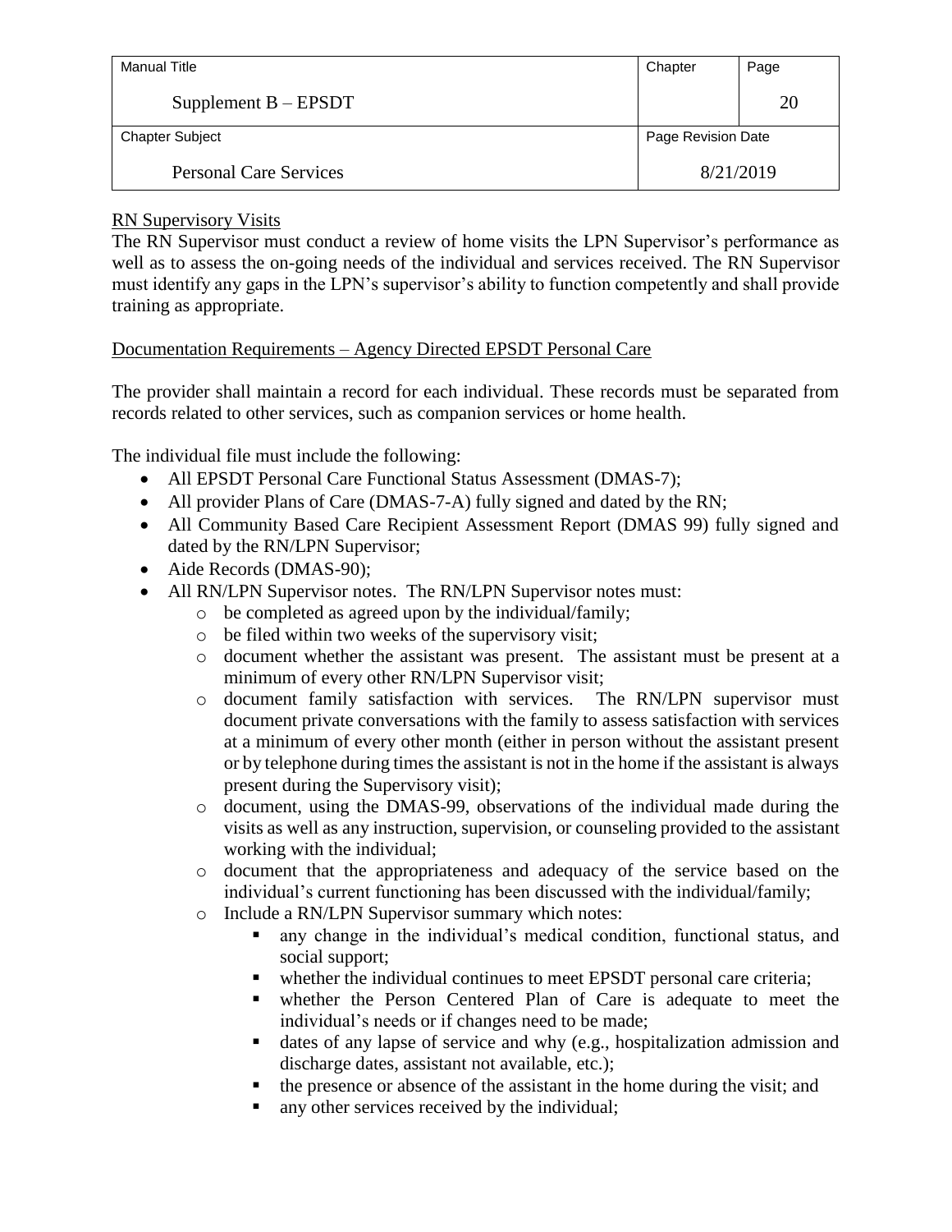RN Supervisory Visits

The RN Supervisor must conduct a review of home visits the LPN Supervisor's performance as well as to assess the on-going needs of the individual and services received. The RN Supervisor must identify any gaps in the LPN's supervisor's ability to function competently and shall provide training as appropriate.

Documentation Requirements – Agency Directed EPSDT Personal Care

The provider shall maintain a record for each individual. These records must be separated from records related to other services, such as companion services or home health.

The individual file must include the following:

- All EPSDT Personal Care Functional Status Assessment (DMAS-7);
- All provider Plans of Care (DMAS-7-A) fully signed and dated by the RN;
- All Community Based Care Recipient Assessment Report (DMAS 99) fully signed and dated by the RN/LPN Supervisor;
- Aide Records (DMAS-90);
- All RN/LPN Supervisor notes. The RN/LPN Supervisor notes must:
  - be completed as agreed upon by the individual/family;
  - be filed within two weeks of the supervisory visit;
  - document whether the assistant was present. The assistant must be present at a minimum of every other RN/LPN Supervisor visit;
  - document family satisfaction with services. The RN/LPN supervisor must document private conversations with the family to assess satisfaction with services at a minimum of every other month (either in person without the assistant present or by telephone during times the assistant is not in the home if the assistant is always present during the Supervisory visit);
  - document, using the DMAS-99, observations of the individual made during the visits as well as any instruction, supervision, or counseling provided to the assistant working with the individual;
  - document that the appropriateness and adequacy of the service based on the individual's current functioning has been discussed with the individual/family;
  - Include a RN/LPN Supervisor summary which notes:
    - any change in the individual's medical condition, functional status, and social support;
    - whether the individual continues to meet EPSDT personal care criteria;
    - whether the Person Centered Plan of Care is adequate to meet the individual's needs or if changes need to be made;
    - dates of any lapse of service and why (e.g., hospitalization admission and discharge dates, assistant not available, etc.);
    - the presence or absence of the assistant in the home during the visit; and
    - any other services received by the individual;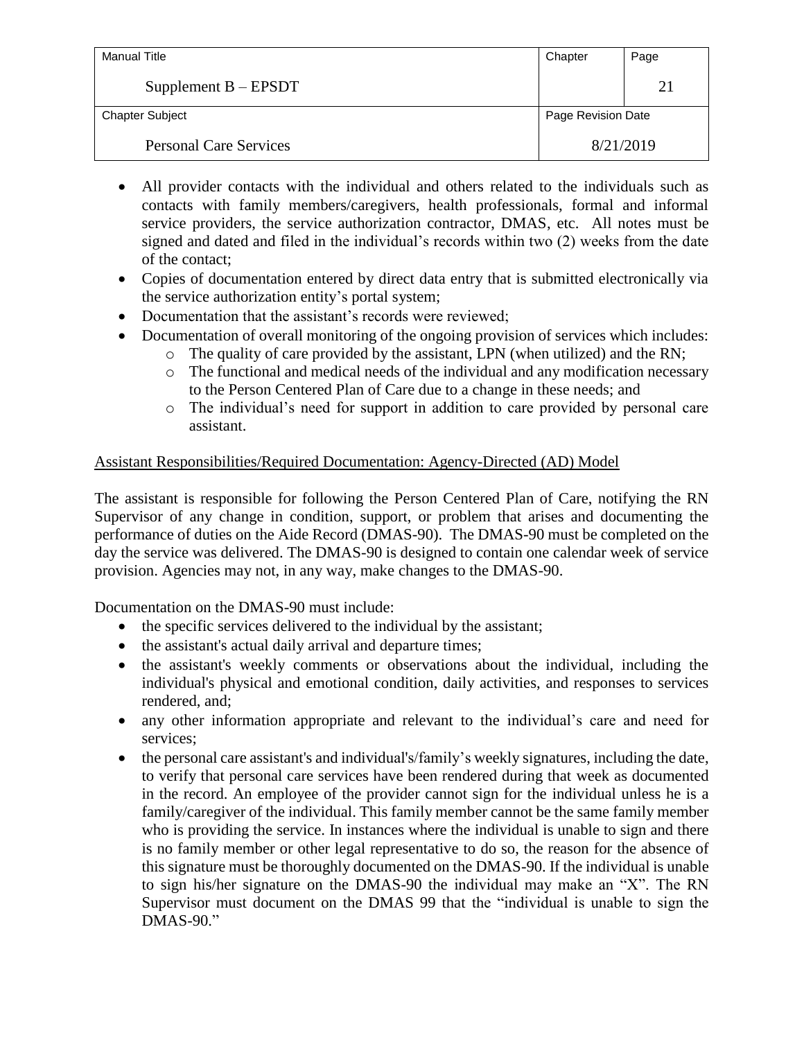- All provider contacts with the individual and others related to the individuals such as contacts with family members/caregivers, health professionals, formal and informal service providers, the service authorization contractor, DMAS, etc. All notes must be signed and dated and filed in the individual's records within two (2) weeks from the date of the contact;
- Copies of documentation entered by direct data entry that is submitted electronically via the service authorization entity's portal system;
- Documentation that the assistant's records were reviewed;
- Documentation of overall monitoring of the ongoing provision of services which includes:
  - The quality of care provided by the assistant, LPN (when utilized) and the RN;
  - The functional and medical needs of the individual and any modification necessary to the Person Centered Plan of Care due to a change in these needs; and
  - The individual's need for support in addition to care provided by personal care assistant.

Assistant Responsibilities/Required Documentation: Agency-Directed (AD) Model

The assistant is responsible for following the Person Centered Plan of Care, notifying the RN Supervisor of any change in condition, support, or problem that arises and documenting the performance of duties on the Aide Record (DMAS-90). The DMAS-90 must be completed on the day the service was delivered. The DMAS-90 is designed to contain one calendar week of service provision. Agencies may not, in any way, make changes to the DMAS-90.

Documentation on the DMAS-90 must include:

- the specific services delivered to the individual by the assistant;
- the assistant's actual daily arrival and departure times;
- the assistant's weekly comments or observations about the individual, including the individual's physical and emotional condition, daily activities, and responses to services rendered, and;
- any other information appropriate and relevant to the individual's care and need for services;
- the personal care assistant's and individual's/family's weekly signatures, including the date, to verify that personal care services have been rendered during that week as documented in the record. An employee of the provider cannot sign for the individual unless he is a family/caregiver of the individual. This family member cannot be the same family member who is providing the service. In instances where the individual is unable to sign and there is no family member or other legal representative to do so, the reason for the absence of this signature must be thoroughly documented on the DMAS-90. If the individual is unable to sign his/her signature on the DMAS-90 the individual may make an "X". The RN Supervisor must document on the DMAS 99 that the "individual is unable to sign the DMAS-90."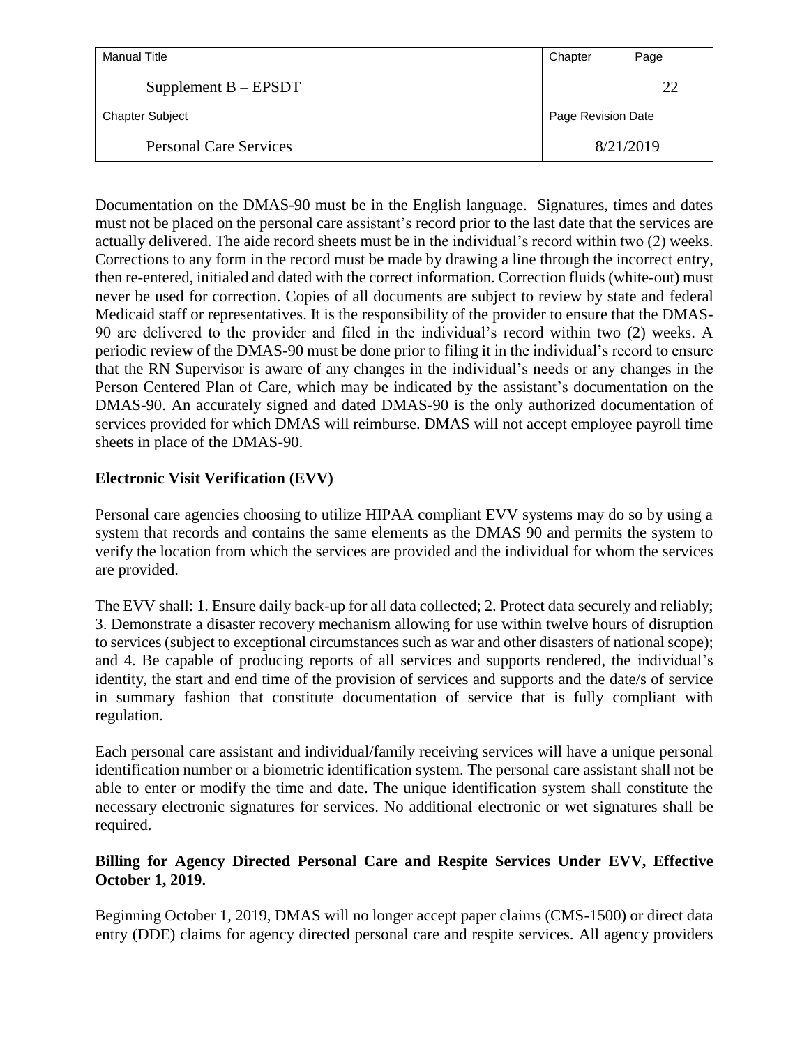Documentation on the DMAS-90 must be in the English language. Signatures, times and dates must not be placed on the personal care assistant's record prior to the last date that the services are actually delivered. The aide record sheets must be in the individual's record within two (2) weeks. Corrections to any form in the record must be made by drawing a line through the incorrect entry, then re-entered, initialed and dated with the correct information. Correction fluids (white-out) must never be used for correction. Copies of all documents are subject to review by state and federal Medicaid staff or representatives. It is the responsibility of the provider to ensure that the DMAS-90 are delivered to the provider and filed in the individual's record within two (2) weeks. A periodic review of the DMAS-90 must be done prior to filing it in the individual's record to ensure that the RN Supervisor is aware of any changes in the individual's needs or any changes in the Person Centered Plan of Care, which may be indicated by the assistant's documentation on the DMAS-90. An accurately signed and dated DMAS-90 is the only authorized documentation of services provided for which DMAS will reimburse. DMAS will not accept employee payroll time sheets in place of the DMAS-90.

**Electronic Visit Verification (EVV)**

Personal care agencies choosing to utilize HIPAA compliant EVV systems may do so by using a system that records and contains the same elements as the DMAS 90 and permits the system to verify the location from which the services are provided and the individual for whom the services are provided.

The EVV shall: 1. Ensure daily back-up for all data collected; 2. Protect data securely and reliably; 3. Demonstrate a disaster recovery mechanism allowing for use within twelve hours of disruption to services (subject to exceptional circumstances such as war and other disasters of national scope); and 4. Be capable of producing reports of all services and supports rendered, the individual's identity, the start and end time of the provision of services and supports and the date/s of service in summary fashion that constitute documentation of service that is fully compliant with regulation.

Each personal care assistant and individual/family receiving services will have a unique personal identification number or a biometric identification system. The personal care assistant shall not be able to enter or modify the time and date. The unique identification system shall constitute the necessary electronic signatures for services. No additional electronic or wet signatures shall be required.

**Billing for Agency Directed Personal Care and Respite Services Under EVV, Effective October 1, 2019.**

Beginning October 1, 2019, DMAS will no longer accept paper claims (CMS-1500) or direct data entry (DDE) claims for agency directed personal care and respite services. All agency providers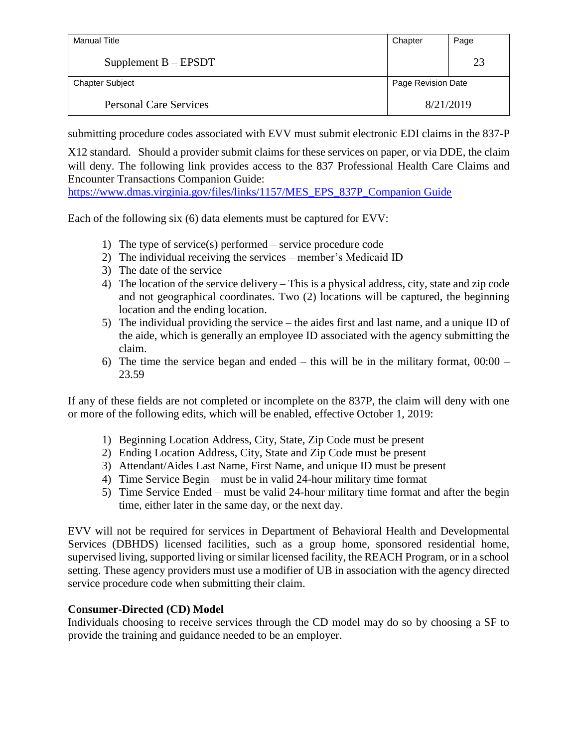submitting procedure codes associated with EVV must submit electronic EDI claims in the 837-P X12 standard. Should a provider submit claims for these services on paper, or via DDE, the claim will deny. The following link provides access to the 837 Professional Health Care Claims and Encounter Transactions Companion Guide:
https://www.dmas.virginia.gov/files/links/1157/MES_EPS_837P_Companion Guide

Each of the following six (6) data elements must be captured for EVV:

1) The type of service(s) performed – service procedure code
2) The individual receiving the services – member's Medicaid ID
3) The date of the service
4) The location of the service delivery – This is a physical address, city, state and zip code and not geographical coordinates. Two (2) locations will be captured, the beginning location and the ending location.
5) The individual providing the service – the aides first and last name, and a unique ID of the aide, which is generally an employee ID associated with the agency submitting the claim.
6) The time the service began and ended – this will be in the military format, 00:00 – 23.59

If any of these fields are not completed or incomplete on the 837P, the claim will deny with one or more of the following edits, which will be enabled, effective October 1, 2019:

1) Beginning Location Address, City, State, Zip Code must be present
2) Ending Location Address, City, State and Zip Code must be present
3) Attendant/Aides Last Name, First Name, and unique ID must be present
4) Time Service Begin – must be in valid 24-hour military time format
5) Time Service Ended – must be valid 24-hour military time format and after the begin time, either later in the same day, or the next day.

EVV will not be required for services in Department of Behavioral Health and Developmental Services (DBHDS) licensed facilities, such as a group home, sponsored residential home, supervised living, supported living or similar licensed facility, the REACH Program, or in a school setting. These agency providers must use a modifier of UB in association with the agency directed service procedure code when submitting their claim.

**Consumer-Directed (CD) Model**
Individuals choosing to receive services through the CD model may do so by choosing a SF to provide the training and guidance needed to be an employer.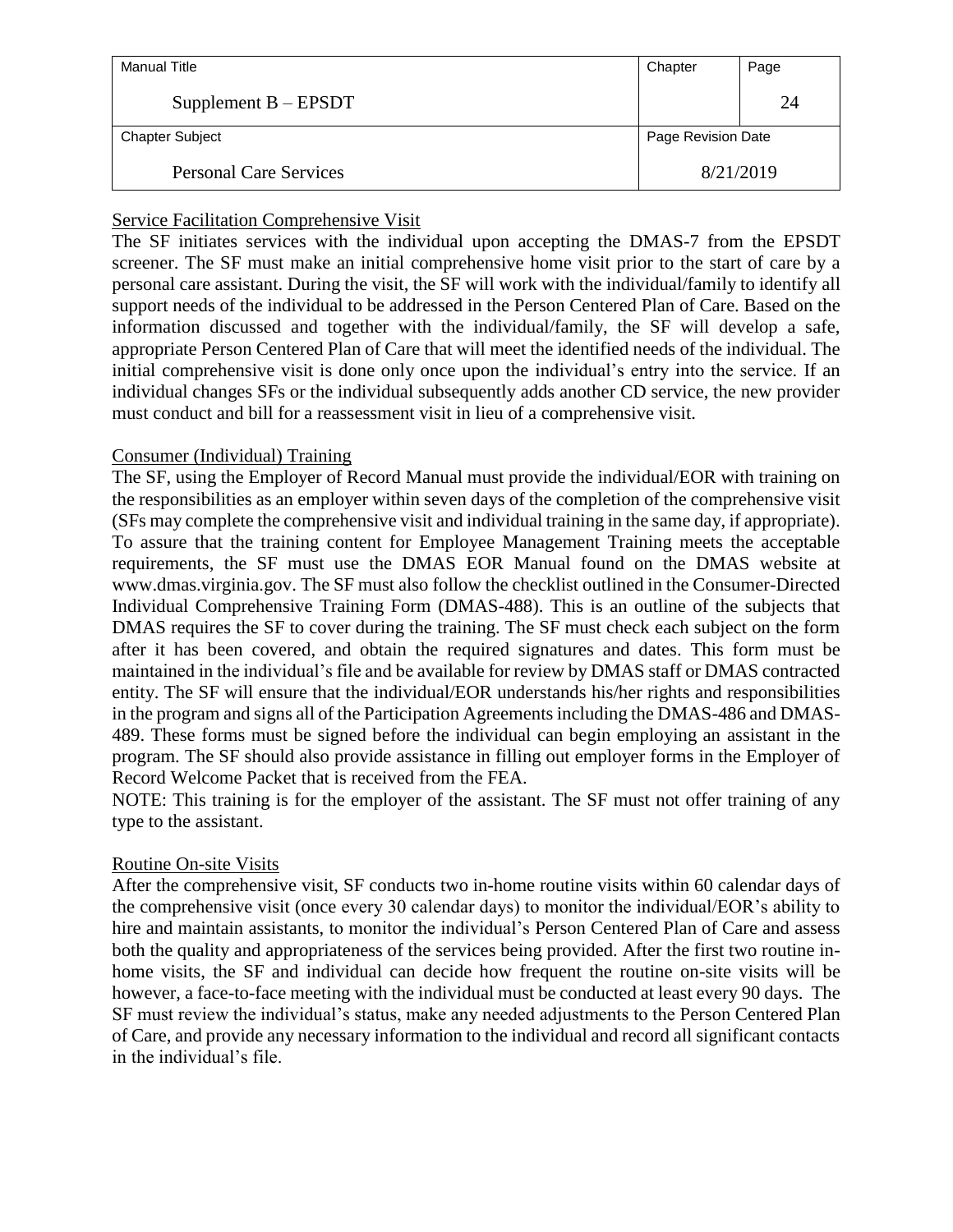## Service Facilitation Comprehensive Visit

The SF initiates services with the individual upon accepting the DMAS-7 from the EPSDT screener. The SF must make an initial comprehensive home visit prior to the start of care by a personal care assistant. During the visit, the SF will work with the individual/family to identify all support needs of the individual to be addressed in the Person Centered Plan of Care. Based on the information discussed and together with the individual/family, the SF will develop a safe, appropriate Person Centered Plan of Care that will meet the identified needs of the individual. The initial comprehensive visit is done only once upon the individual's entry into the service. If an individual changes SFs or the individual subsequently adds another CD service, the new provider must conduct and bill for a reassessment visit in lieu of a comprehensive visit.

## Consumer (Individual) Training

The SF, using the Employer of Record Manual must provide the individual/EOR with training on the responsibilities as an employer within seven days of the completion of the comprehensive visit (SFs may complete the comprehensive visit and individual training in the same day, if appropriate). To assure that the training content for Employee Management Training meets the acceptable requirements, the SF must use the DMAS EOR Manual found on the DMAS website at www.dmas.virginia.gov. The SF must also follow the checklist outlined in the Consumer-Directed Individual Comprehensive Training Form (DMAS-488). This is an outline of the subjects that DMAS requires the SF to cover during the training. The SF must check each subject on the form after it has been covered, and obtain the required signatures and dates. This form must be maintained in the individual's file and be available for review by DMAS staff or DMAS contracted entity. The SF will ensure that the individual/EOR understands his/her rights and responsibilities in the program and signs all of the Participation Agreements including the DMAS-486 and DMAS-489. These forms must be signed before the individual can begin employing an assistant in the program. The SF should also provide assistance in filling out employer forms in the Employer of Record Welcome Packet that is received from the FEA.

NOTE: This training is for the employer of the assistant. The SF must not offer training of any type to the assistant.

## Routine On-site Visits

After the comprehensive visit, SF conducts two in-home routine visits within 60 calendar days of the comprehensive visit (once every 30 calendar days) to monitor the individual/EOR's ability to hire and maintain assistants, to monitor the individual's Person Centered Plan of Care and assess both the quality and appropriateness of the services being provided. After the first two routine in-home visits, the SF and individual can decide how frequent the routine on-site visits will be however, a face-to-face meeting with the individual must be conducted at least every 90 days. The SF must review the individual's status, make any needed adjustments to the Person Centered Plan of Care, and provide any necessary information to the individual and record all significant contacts in the individual's file.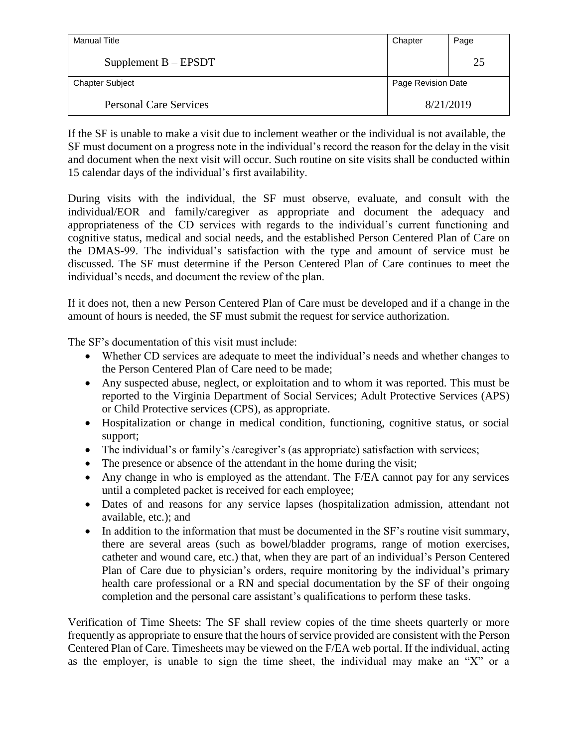If the SF is unable to make a visit due to inclement weather or the individual is not available, the SF must document on a progress note in the individual's record the reason for the delay in the visit and document when the next visit will occur. Such routine on site visits shall be conducted within 15 calendar days of the individual's first availability.

During visits with the individual, the SF must observe, evaluate, and consult with the individual/EOR and family/caregiver as appropriate and document the adequacy and appropriateness of the CD services with regards to the individual's current functioning and cognitive status, medical and social needs, and the established Person Centered Plan of Care on the DMAS-99. The individual's satisfaction with the type and amount of service must be discussed. The SF must determine if the Person Centered Plan of Care continues to meet the individual's needs, and document the review of the plan.

If it does not, then a new Person Centered Plan of Care must be developed and if a change in the amount of hours is needed, the SF must submit the request for service authorization.

The SF's documentation of this visit must include:

- Whether CD services are adequate to meet the individual's needs and whether changes to the Person Centered Plan of Care need to be made;
- Any suspected abuse, neglect, or exploitation and to whom it was reported. This must be reported to the Virginia Department of Social Services; Adult Protective Services (APS) or Child Protective services (CPS), as appropriate.
- Hospitalization or change in medical condition, functioning, cognitive status, or social support;
- The individual's or family's /caregiver's (as appropriate) satisfaction with services;
- The presence or absence of the attendant in the home during the visit;
- Any change in who is employed as the attendant. The F/EA cannot pay for any services until a completed packet is received for each employee;
- Dates of and reasons for any service lapses (hospitalization admission, attendant not available, etc.); and
- In addition to the information that must be documented in the SF's routine visit summary, there are several areas (such as bowel/bladder programs, range of motion exercises, catheter and wound care, etc.) that, when they are part of an individual's Person Centered Plan of Care due to physician's orders, require monitoring by the individual's primary health care professional or a RN and special documentation by the SF of their ongoing completion and the personal care assistant's qualifications to perform these tasks.

Verification of Time Sheets: The SF shall review copies of the time sheets quarterly or more frequently as appropriate to ensure that the hours of service provided are consistent with the Person Centered Plan of Care. Timesheets may be viewed on the F/EA web portal. If the individual, acting as the employer, is unable to sign the time sheet, the individual may make an "X" or a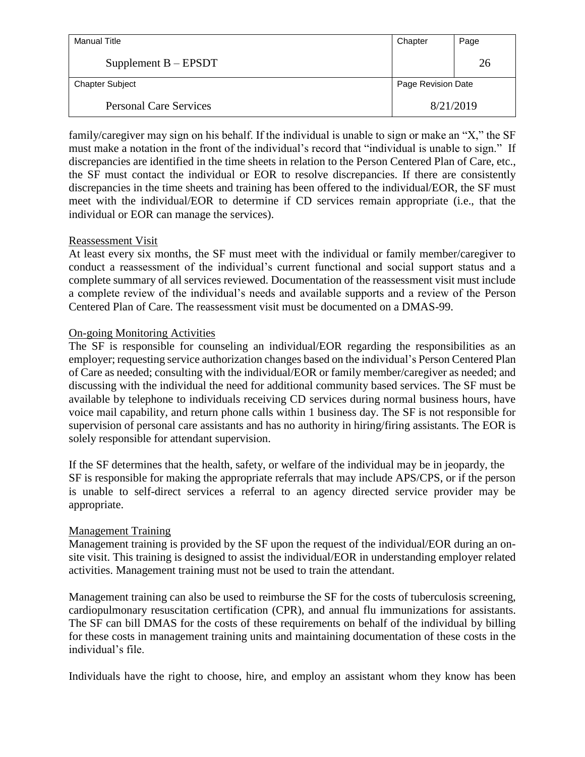family/caregiver may sign on his behalf. If the individual is unable to sign or make an "X," the SF must make a notation in the front of the individual's record that "individual is unable to sign." If discrepancies are identified in the time sheets in relation to the Person Centered Plan of Care, etc., the SF must contact the individual or EOR to resolve discrepancies. If there are consistently discrepancies in the time sheets and training has been offered to the individual/EOR, the SF must meet with the individual/EOR to determine if CD services remain appropriate (i.e., that the individual or EOR can manage the services).

Reassessment Visit

At least every six months, the SF must meet with the individual or family member/caregiver to conduct a reassessment of the individual's current functional and social support status and a complete summary of all services reviewed. Documentation of the reassessment visit must include a complete review of the individual's needs and available supports and a review of the Person Centered Plan of Care. The reassessment visit must be documented on a DMAS-99.

On-going Monitoring Activities

The SF is responsible for counseling an individual/EOR regarding the responsibilities as an employer; requesting service authorization changes based on the individual's Person Centered Plan of Care as needed; consulting with the individual/EOR or family member/caregiver as needed; and discussing with the individual the need for additional community based services. The SF must be available by telephone to individuals receiving CD services during normal business hours, have voice mail capability, and return phone calls within 1 business day. The SF is not responsible for supervision of personal care assistants and has no authority in hiring/firing assistants. The EOR is solely responsible for attendant supervision.

If the SF determines that the health, safety, or welfare of the individual may be in jeopardy, the SF is responsible for making the appropriate referrals that may include APS/CPS, or if the person is unable to self-direct services a referral to an agency directed service provider may be appropriate.

Management Training

Management training is provided by the SF upon the request of the individual/EOR during an on-site visit. This training is designed to assist the individual/EOR in understanding employer related activities. Management training must not be used to train the attendant.

Management training can also be used to reimburse the SF for the costs of tuberculosis screening, cardiopulmonary resuscitation certification (CPR), and annual flu immunizations for assistants. The SF can bill DMAS for the costs of these requirements on behalf of the individual by billing for these costs in management training units and maintaining documentation of these costs in the individual's file.

Individuals have the right to choose, hire, and employ an assistant whom they know has been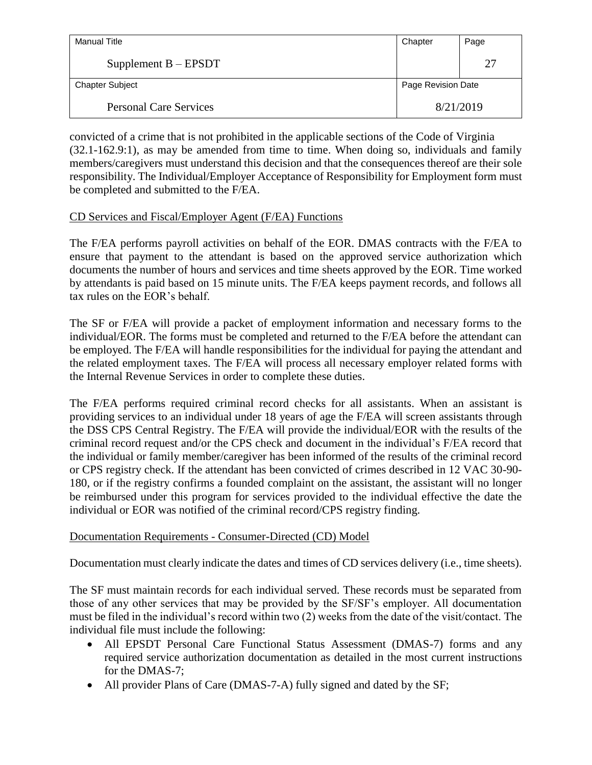convicted of a crime that is not prohibited in the applicable sections of the Code of Virginia (32.1-162.9:1), as may be amended from time to time. When doing so, individuals and family members/caregivers must understand this decision and that the consequences thereof are their sole responsibility. The Individual/Employer Acceptance of Responsibility for Employment form must be completed and submitted to the F/EA.

## CD Services and Fiscal/Employer Agent (F/EA) Functions

The F/EA performs payroll activities on behalf of the EOR. DMAS contracts with the F/EA to ensure that payment to the attendant is based on the approved service authorization which documents the number of hours and services and time sheets approved by the EOR. Time worked by attendants is paid based on 15 minute units. The F/EA keeps payment records, and follows all tax rules on the EOR's behalf.

The SF or F/EA will provide a packet of employment information and necessary forms to the individual/EOR. The forms must be completed and returned to the F/EA before the attendant can be employed. The F/EA will handle responsibilities for the individual for paying the attendant and the related employment taxes. The F/EA will process all necessary employer related forms with the Internal Revenue Services in order to complete these duties.

The F/EA performs required criminal record checks for all assistants. When an assistant is providing services to an individual under 18 years of age the F/EA will screen assistants through the DSS CPS Central Registry. The F/EA will provide the individual/EOR with the results of the criminal record request and/or the CPS check and document in the individual's F/EA record that the individual or family member/caregiver has been informed of the results of the criminal record or CPS registry check. If the attendant has been convicted of crimes described in 12 VAC 30-90-180, or if the registry confirms a founded complaint on the assistant, the assistant will no longer be reimbursed under this program for services provided to the individual effective the date the individual or EOR was notified of the criminal record/CPS registry finding.

## Documentation Requirements - Consumer-Directed (CD) Model

Documentation must clearly indicate the dates and times of CD services delivery (i.e., time sheets).

The SF must maintain records for each individual served. These records must be separated from those of any other services that may be provided by the SF/SF's employer. All documentation must be filed in the individual's record within two (2) weeks from the date of the visit/contact. The individual file must include the following:

- All EPSDT Personal Care Functional Status Assessment (DMAS-7) forms and any required service authorization documentation as detailed in the most current instructions for the DMAS-7;
- All provider Plans of Care (DMAS-7-A) fully signed and dated by the SF;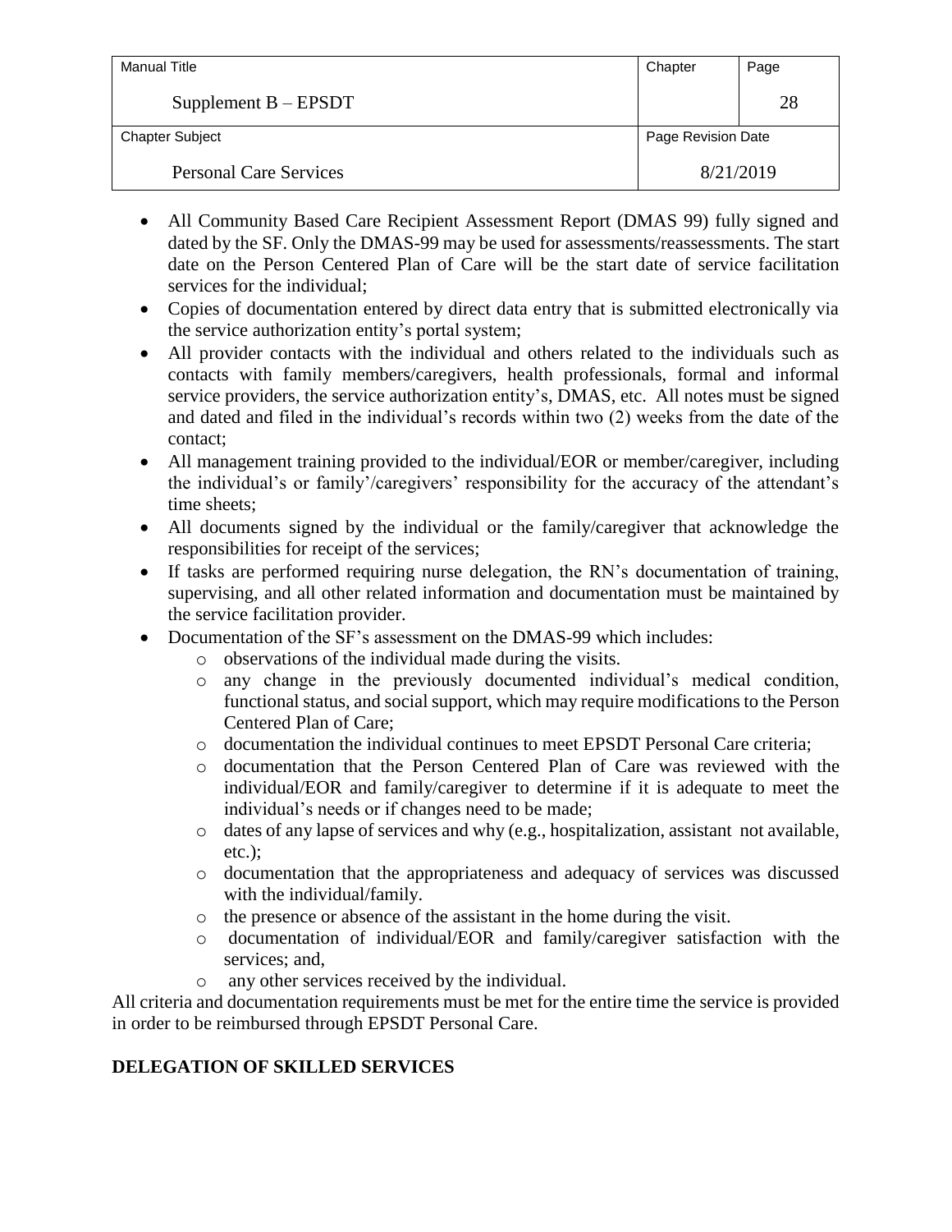- All Community Based Care Recipient Assessment Report (DMAS 99) fully signed and dated by the SF. Only the DMAS-99 may be used for assessments/reassessments. The start date on the Person Centered Plan of Care will be the start date of service facilitation services for the individual;
- Copies of documentation entered by direct data entry that is submitted electronically via the service authorization entity's portal system;
- All provider contacts with the individual and others related to the individuals such as contacts with family members/caregivers, health professionals, formal and informal service providers, the service authorization entity's, DMAS, etc. All notes must be signed and dated and filed in the individual's records within two (2) weeks from the date of the contact;
- All management training provided to the individual/EOR or member/caregiver, including the individual's or family'/caregivers' responsibility for the accuracy of the attendant's time sheets;
- All documents signed by the individual or the family/caregiver that acknowledge the responsibilities for receipt of the services;
- If tasks are performed requiring nurse delegation, the RN's documentation of training, supervising, and all other related information and documentation must be maintained by the service facilitation provider.
- Documentation of the SF's assessment on the DMAS-99 which includes:
  - observations of the individual made during the visits.
  - any change in the previously documented individual's medical condition, functional status, and social support, which may require modifications to the Person Centered Plan of Care;
  - documentation the individual continues to meet EPSDT Personal Care criteria;
  - documentation that the Person Centered Plan of Care was reviewed with the individual/EOR and family/caregiver to determine if it is adequate to meet the individual's needs or if changes need to be made;
  - dates of any lapse of services and why (e.g., hospitalization, assistant not available, etc.);
  - documentation that the appropriateness and adequacy of services was discussed with the individual/family.
  - the presence or absence of the assistant in the home during the visit.
  - documentation of individual/EOR and family/caregiver satisfaction with the services; and,
  - any other services received by the individual.

All criteria and documentation requirements must be met for the entire time the service is provided in order to be reimbursed through EPSDT Personal Care.

## DELEGATION OF SKILLED SERVICES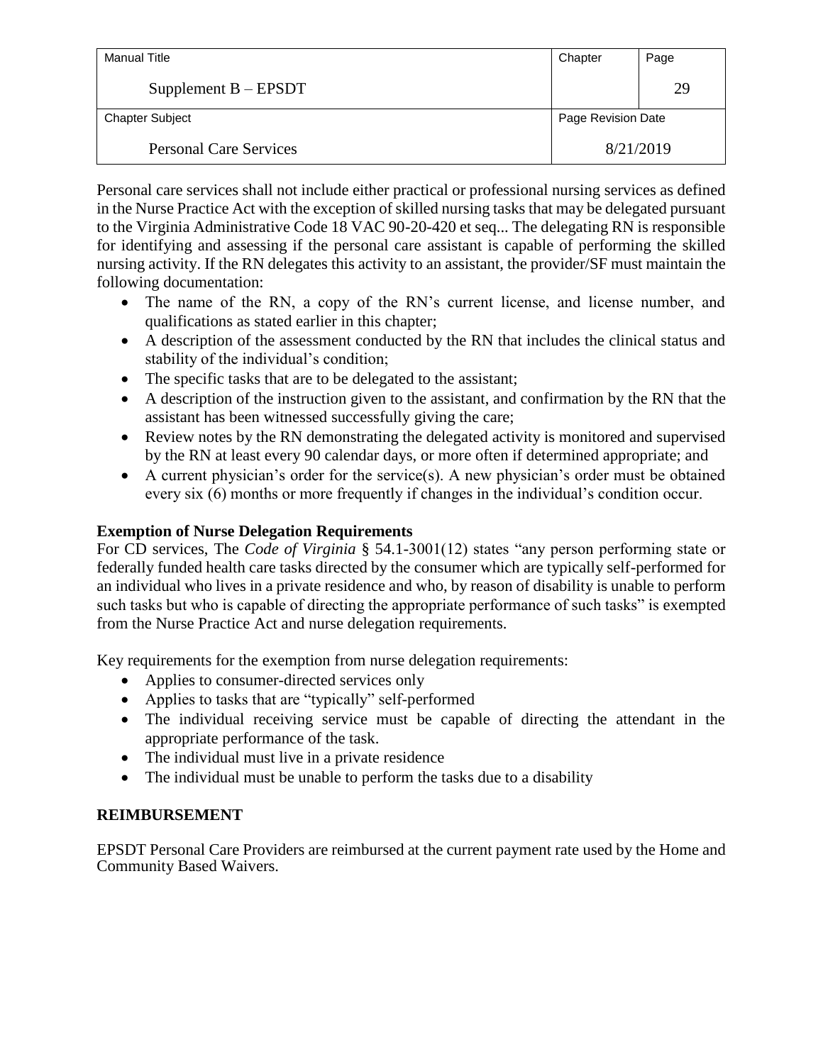Personal care services shall not include either practical or professional nursing services as defined in the Nurse Practice Act with the exception of skilled nursing tasks that may be delegated pursuant to the Virginia Administrative Code 18 VAC 90-20-420 et seq... The delegating RN is responsible for identifying and assessing if the personal care assistant is capable of performing the skilled nursing activity. If the RN delegates this activity to an assistant, the provider/SF must maintain the following documentation:

- The name of the RN, a copy of the RN's current license, and license number, and qualifications as stated earlier in this chapter;
- A description of the assessment conducted by the RN that includes the clinical status and stability of the individual's condition;
- The specific tasks that are to be delegated to the assistant;
- A description of the instruction given to the assistant, and confirmation by the RN that the assistant has been witnessed successfully giving the care;
- Review notes by the RN demonstrating the delegated activity is monitored and supervised by the RN at least every 90 calendar days, or more often if determined appropriate; and
- A current physician's order for the service(s). A new physician's order must be obtained every six (6) months or more frequently if changes in the individual's condition occur.

### Exemption of Nurse Delegation Requirements

For CD services, The *Code of Virginia* § 54.1-3001(12) states "any person performing state or federally funded health care tasks directed by the consumer which are typically self-performed for an individual who lives in a private residence and who, by reason of disability is unable to perform such tasks but who is capable of directing the appropriate performance of such tasks" is exempted from the Nurse Practice Act and nurse delegation requirements.

Key requirements for the exemption from nurse delegation requirements:

- Applies to consumer-directed services only
- Applies to tasks that are "typically" self-performed
- The individual receiving service must be capable of directing the attendant in the appropriate performance of the task.
- The individual must live in a private residence
- The individual must be unable to perform the tasks due to a disability

## REIMBURSEMENT

EPSDT Personal Care Providers are reimbursed at the current payment rate used by the Home and Community Based Waivers.